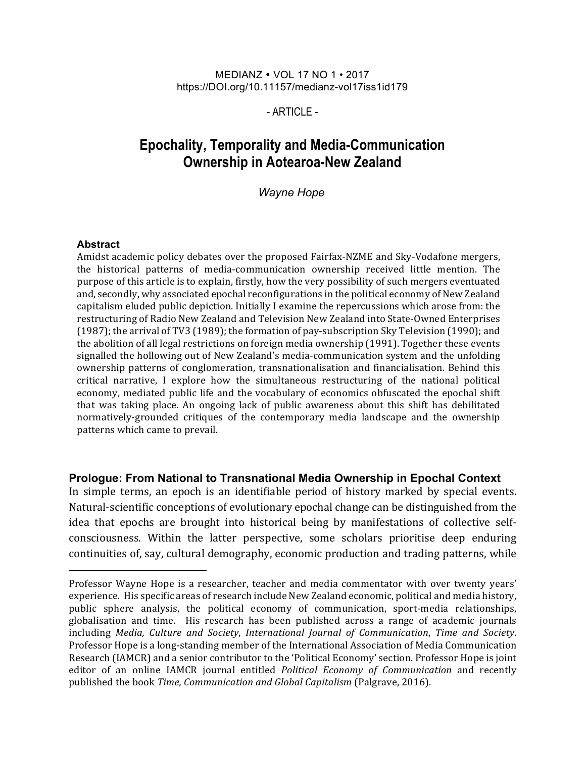MEDIANZ • VOL 17 NO 1 • 2017
https://DOI.org/10.11157/medianz-vol17iss1id179

- ARTICLE -

# Epochality, Temporality and Media-Communication Ownership in Aotearoa-New Zealand

*Wayne Hope*

### Abstract

Amidst academic policy debates over the proposed Fairfax-NZME and Sky-Vodafone mergers, the historical patterns of media-communication ownership received little mention. The purpose of this article is to explain, firstly, how the very possibility of such mergers eventuated and, secondly, why associated epochal reconfigurations in the political economy of New Zealand capitalism eluded public depiction. Initially I examine the repercussions which arose from: the restructuring of Radio New Zealand and Television New Zealand into State-Owned Enterprises (1987); the arrival of TV3 (1989); the formation of pay-subscription Sky Television (1990); and the abolition of all legal restrictions on foreign media ownership (1991). Together these events signalled the hollowing out of New Zealand's media-communication system and the unfolding ownership patterns of conglomeration, transnationalisation and financialisation. Behind this critical narrative, I explore how the simultaneous restructuring of the national political economy, mediated public life and the vocabulary of economics obfuscated the epochal shift that was taking place. An ongoing lack of public awareness about this shift has debilitated normatively-grounded critiques of the contemporary media landscape and the ownership patterns which came to prevail.

## Prologue: From National to Transnational Media Ownership in Epochal Context

In simple terms, an epoch is an identifiable period of history marked by special events. Natural-scientific conceptions of evolutionary epochal change can be distinguished from the idea that epochs are brought into historical being by manifestations of collective self-consciousness. Within the latter perspective, some scholars prioritise deep enduring continuities of, say, cultural demography, economic production and trading patterns, while

---

Professor Wayne Hope is a researcher, teacher and media commentator with over twenty years' experience. His specific areas of research include New Zealand economic, political and media history, public sphere analysis, the political economy of communication, sport-media relationships, globalisation and time. His research has been published across a range of academic journals including *Media, Culture and Society*, *International Journal of Communication*, *Time and Society*. Professor Hope is a long-standing member of the International Association of Media Communication Research (IAMCR) and a senior contributor to the 'Political Economy' section. Professor Hope is joint editor of an online IAMCR journal entitled *Political Economy of Communication* and recently published the book *Time, Communication and Global Capitalism* (Palgrave, 2016).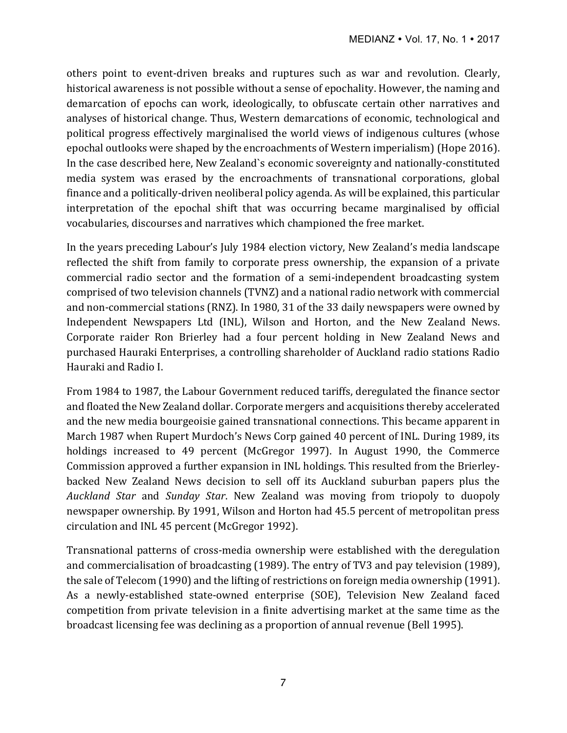others point to event-driven breaks and ruptures such as war and revolution. Clearly, historical awareness is not possible without a sense of epochality. However, the naming and demarcation of epochs can work, ideologically, to obfuscate certain other narratives and analyses of historical change. Thus, Western demarcations of economic, technological and political progress effectively marginalised the world views of indigenous cultures (whose epochal outlooks were shaped by the encroachments of Western imperialism) (Hope 2016). In the case described here, New Zealand`s economic sovereignty and nationally-constituted media system was erased by the encroachments of transnational corporations, global finance and a politically-driven neoliberal policy agenda. As will be explained, this particular interpretation of the epochal shift that was occurring became marginalised by official vocabularies, discourses and narratives which championed the free market.

In the years preceding Labour's July 1984 election victory, New Zealand's media landscape reflected the shift from family to corporate press ownership, the expansion of a private commercial radio sector and the formation of a semi-independent broadcasting system comprised of two television channels (TVNZ) and a national radio network with commercial and non-commercial stations (RNZ). In 1980, 31 of the 33 daily newspapers were owned by Independent Newspapers Ltd (INL), Wilson and Horton, and the New Zealand News. Corporate raider Ron Brierley had a four percent holding in New Zealand News and purchased Hauraki Enterprises, a controlling shareholder of Auckland radio stations Radio Hauraki and Radio I.

From 1984 to 1987, the Labour Government reduced tariffs, deregulated the finance sector and floated the New Zealand dollar. Corporate mergers and acquisitions thereby accelerated and the new media bourgeoisie gained transnational connections. This became apparent in March 1987 when Rupert Murdoch's News Corp gained 40 percent of INL. During 1989, its holdings increased to 49 percent (McGregor 1997). In August 1990, the Commerce Commission approved a further expansion in INL holdings. This resulted from the Brierley-backed New Zealand News decision to sell off its Auckland suburban papers plus the *Auckland Star* and *Sunday Star*. New Zealand was moving from triopoly to duopoly newspaper ownership. By 1991, Wilson and Horton had 45.5 percent of metropolitan press circulation and INL 45 percent (McGregor 1992).

Transnational patterns of cross-media ownership were established with the deregulation and commercialisation of broadcasting (1989). The entry of TV3 and pay television (1989), the sale of Telecom (1990) and the lifting of restrictions on foreign media ownership (1991). As a newly-established state-owned enterprise (SOE), Television New Zealand faced competition from private television in a finite advertising market at the same time as the broadcast licensing fee was declining as a proportion of annual revenue (Bell 1995).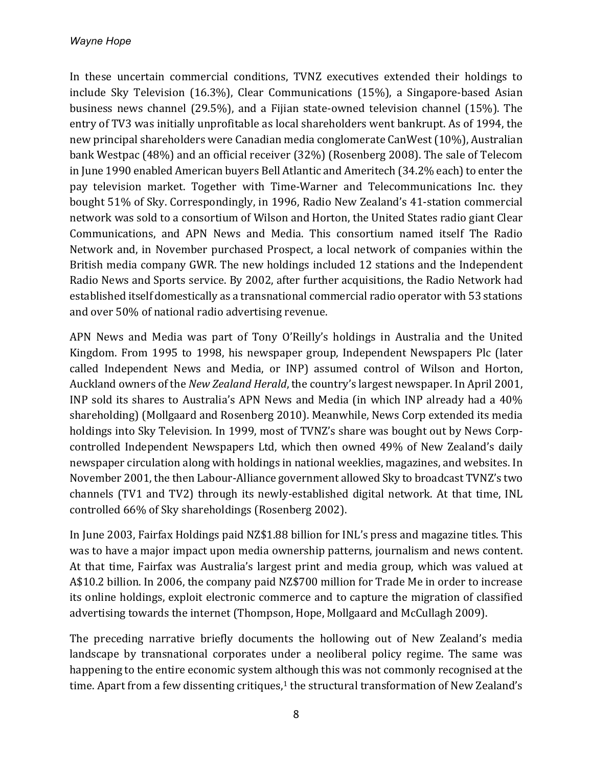In these uncertain commercial conditions, TVNZ executives extended their holdings to include Sky Television (16.3%), Clear Communications (15%), a Singapore-based Asian business news channel (29.5%), and a Fijian state-owned television channel (15%). The entry of TV3 was initially unprofitable as local shareholders went bankrupt. As of 1994, the new principal shareholders were Canadian media conglomerate CanWest (10%), Australian bank Westpac (48%) and an official receiver (32%) (Rosenberg 2008). The sale of Telecom in June 1990 enabled American buyers Bell Atlantic and Ameritech (34.2% each) to enter the pay television market. Together with Time-Warner and Telecommunications Inc. they bought 51% of Sky. Correspondingly, in 1996, Radio New Zealand's 41-station commercial network was sold to a consortium of Wilson and Horton, the United States radio giant Clear Communications, and APN News and Media. This consortium named itself The Radio Network and, in November purchased Prospect, a local network of companies within the British media company GWR. The new holdings included 12 stations and the Independent Radio News and Sports service. By 2002, after further acquisitions, the Radio Network had established itself domestically as a transnational commercial radio operator with 53 stations and over 50% of national radio advertising revenue.

APN News and Media was part of Tony O'Reilly's holdings in Australia and the United Kingdom. From 1995 to 1998, his newspaper group, Independent Newspapers Plc (later called Independent News and Media, or INP) assumed control of Wilson and Horton, Auckland owners of the *New Zealand Herald*, the country's largest newspaper. In April 2001, INP sold its shares to Australia's APN News and Media (in which INP already had a 40% shareholding) (Mollgaard and Rosenberg 2010). Meanwhile, News Corp extended its media holdings into Sky Television. In 1999, most of TVNZ's share was bought out by News Corp-controlled Independent Newspapers Ltd, which then owned 49% of New Zealand's daily newspaper circulation along with holdings in national weeklies, magazines, and websites. In November 2001, the then Labour-Alliance government allowed Sky to broadcast TVNZ's two channels (TV1 and TV2) through its newly-established digital network. At that time, INL controlled 66% of Sky shareholdings (Rosenberg 2002).

In June 2003, Fairfax Holdings paid NZ$1.88 billion for INL's press and magazine titles. This was to have a major impact upon media ownership patterns, journalism and news content. At that time, Fairfax was Australia's largest print and media group, which was valued at A$10.2 billion. In 2006, the company paid NZ$700 million for Trade Me in order to increase its online holdings, exploit electronic commerce and to capture the migration of classified advertising towards the internet (Thompson, Hope, Mollgaard and McCullagh 2009).

The preceding narrative briefly documents the hollowing out of New Zealand's media landscape by transnational corporates under a neoliberal policy regime. The same was happening to the entire economic system although this was not commonly recognised at the time. Apart from a few dissenting critiques,[1] the structural transformation of New Zealand's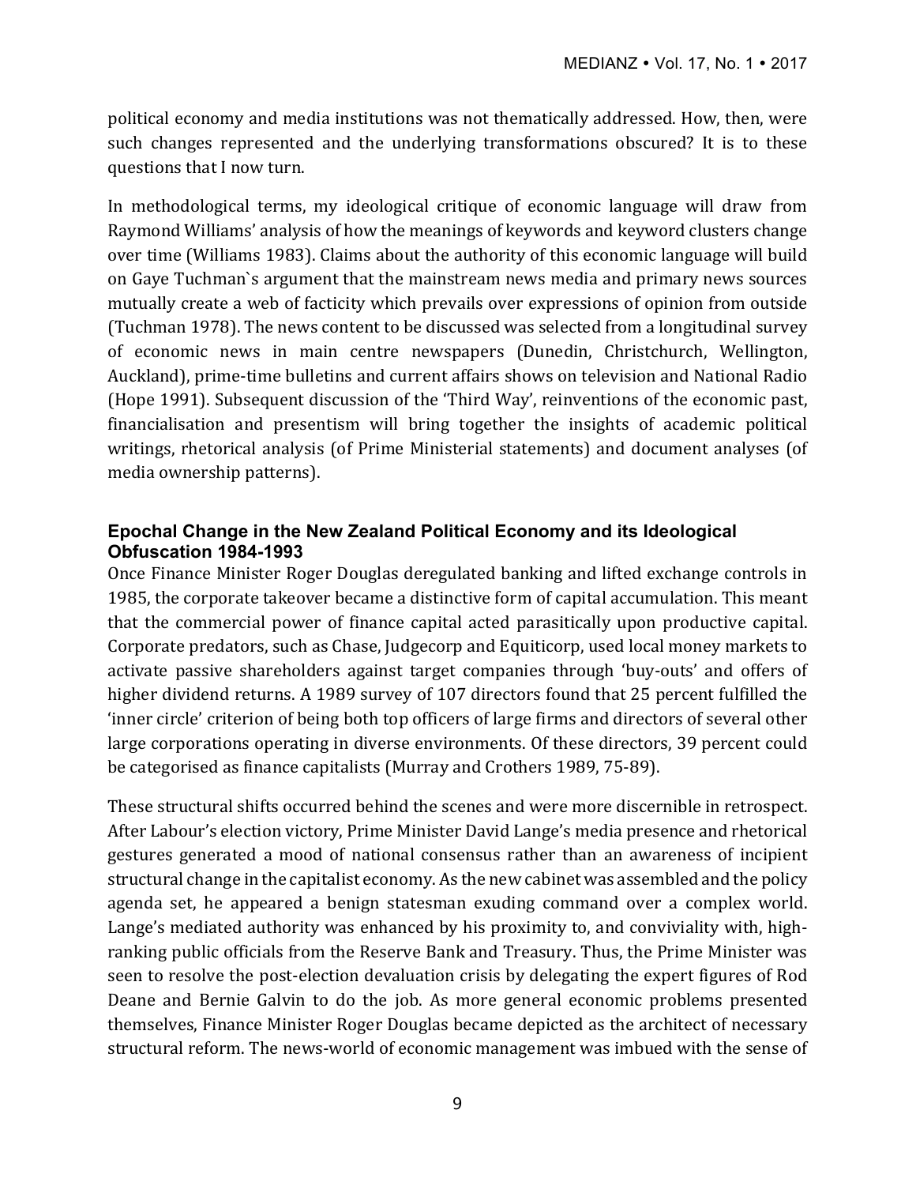political economy and media institutions was not thematically addressed. How, then, were such changes represented and the underlying transformations obscured? It is to these questions that I now turn.

In methodological terms, my ideological critique of economic language will draw from Raymond Williams' analysis of how the meanings of keywords and keyword clusters change over time (Williams 1983). Claims about the authority of this economic language will build on Gaye Tuchman`s argument that the mainstream news media and primary news sources mutually create a web of facticity which prevails over expressions of opinion from outside (Tuchman 1978). The news content to be discussed was selected from a longitudinal survey of economic news in main centre newspapers (Dunedin, Christchurch, Wellington, Auckland), prime-time bulletins and current affairs shows on television and National Radio (Hope 1991). Subsequent discussion of the 'Third Way', reinventions of the economic past, financialisation and presentism will bring together the insights of academic political writings, rhetorical analysis (of Prime Ministerial statements) and document analyses (of media ownership patterns).

## Epochal Change in the New Zealand Political Economy and its Ideological Obfuscation 1984-1993

Once Finance Minister Roger Douglas deregulated banking and lifted exchange controls in 1985, the corporate takeover became a distinctive form of capital accumulation. This meant that the commercial power of finance capital acted parasitically upon productive capital. Corporate predators, such as Chase, Judgecorp and Equiticorp, used local money markets to activate passive shareholders against target companies through 'buy-outs' and offers of higher dividend returns. A 1989 survey of 107 directors found that 25 percent fulfilled the 'inner circle' criterion of being both top officers of large firms and directors of several other large corporations operating in diverse environments. Of these directors, 39 percent could be categorised as finance capitalists (Murray and Crothers 1989, 75-89).

These structural shifts occurred behind the scenes and were more discernible in retrospect. After Labour's election victory, Prime Minister David Lange's media presence and rhetorical gestures generated a mood of national consensus rather than an awareness of incipient structural change in the capitalist economy. As the new cabinet was assembled and the policy agenda set, he appeared a benign statesman exuding command over a complex world. Lange's mediated authority was enhanced by his proximity to, and conviviality with, high-ranking public officials from the Reserve Bank and Treasury. Thus, the Prime Minister was seen to resolve the post-election devaluation crisis by delegating the expert figures of Rod Deane and Bernie Galvin to do the job. As more general economic problems presented themselves, Finance Minister Roger Douglas became depicted as the architect of necessary structural reform. The news-world of economic management was imbued with the sense of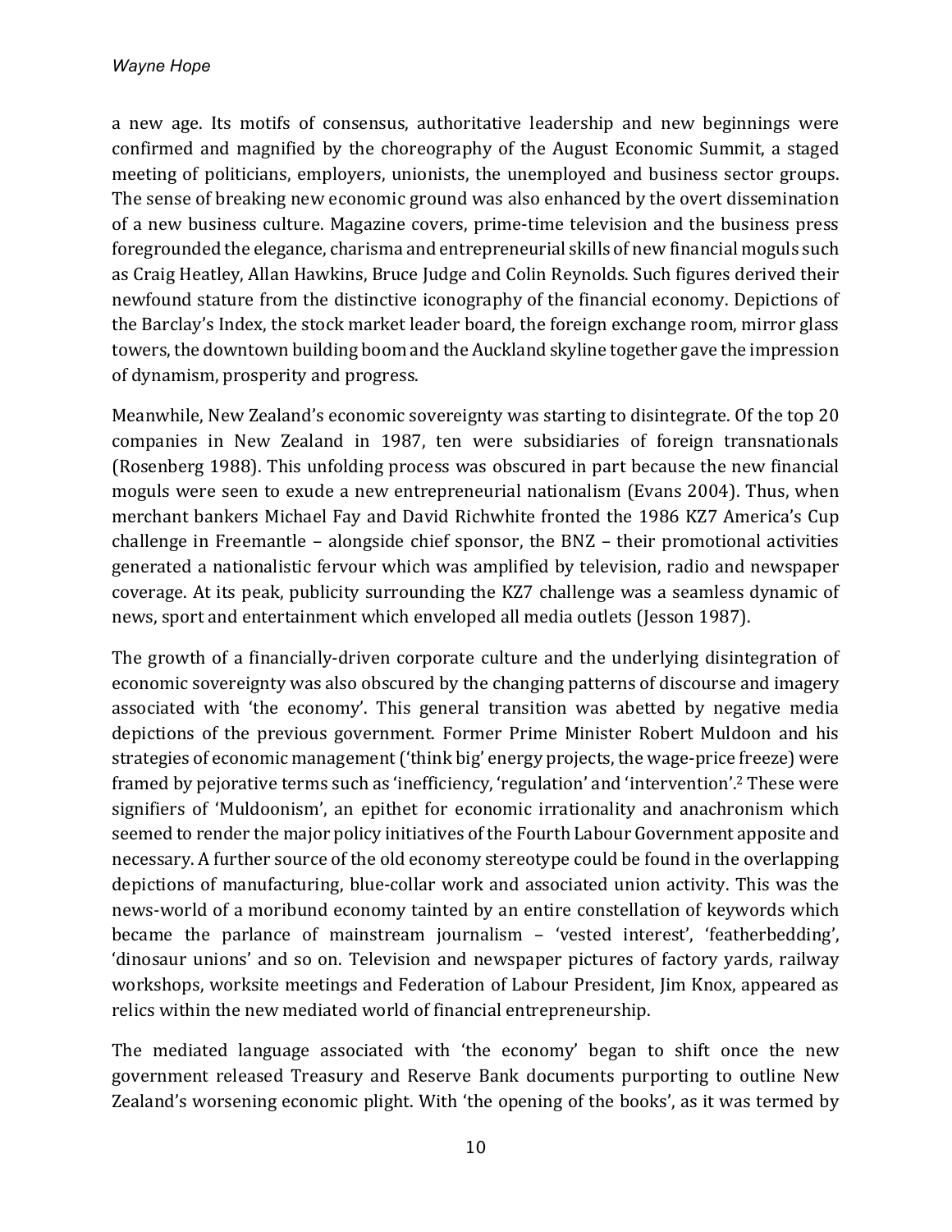a new age. Its motifs of consensus, authoritative leadership and new beginnings were confirmed and magnified by the choreography of the August Economic Summit, a staged meeting of politicians, employers, unionists, the unemployed and business sector groups. The sense of breaking new economic ground was also enhanced by the overt dissemination of a new business culture. Magazine covers, prime-time television and the business press foregrounded the elegance, charisma and entrepreneurial skills of new financial moguls such as Craig Heatley, Allan Hawkins, Bruce Judge and Colin Reynolds. Such figures derived their newfound stature from the distinctive iconography of the financial economy. Depictions of the Barclay's Index, the stock market leader board, the foreign exchange room, mirror glass towers, the downtown building boom and the Auckland skyline together gave the impression of dynamism, prosperity and progress.

Meanwhile, New Zealand's economic sovereignty was starting to disintegrate. Of the top 20 companies in New Zealand in 1987, ten were subsidiaries of foreign transnationals (Rosenberg 1988). This unfolding process was obscured in part because the new financial moguls were seen to exude a new entrepreneurial nationalism (Evans 2004). Thus, when merchant bankers Michael Fay and David Richwhite fronted the 1986 KZ7 America's Cup challenge in Freemantle – alongside chief sponsor, the BNZ – their promotional activities generated a nationalistic fervour which was amplified by television, radio and newspaper coverage. At its peak, publicity surrounding the KZ7 challenge was a seamless dynamic of news, sport and entertainment which enveloped all media outlets (Jesson 1987).

The growth of a financially-driven corporate culture and the underlying disintegration of economic sovereignty was also obscured by the changing patterns of discourse and imagery associated with 'the economy'. This general transition was abetted by negative media depictions of the previous government. Former Prime Minister Robert Muldoon and his strategies of economic management ('think big' energy projects, the wage-price freeze) were framed by pejorative terms such as 'inefficiency, 'regulation' and 'intervention'.[2] These were signifiers of 'Muldoonism', an epithet for economic irrationality and anachronism which seemed to render the major policy initiatives of the Fourth Labour Government apposite and necessary. A further source of the old economy stereotype could be found in the overlapping depictions of manufacturing, blue-collar work and associated union activity. This was the news-world of a moribund economy tainted by an entire constellation of keywords which became the parlance of mainstream journalism – 'vested interest', 'featherbedding', 'dinosaur unions' and so on. Television and newspaper pictures of factory yards, railway workshops, worksite meetings and Federation of Labour President, Jim Knox, appeared as relics within the new mediated world of financial entrepreneurship.

The mediated language associated with 'the economy' began to shift once the new government released Treasury and Reserve Bank documents purporting to outline New Zealand's worsening economic plight. With 'the opening of the books', as it was termed by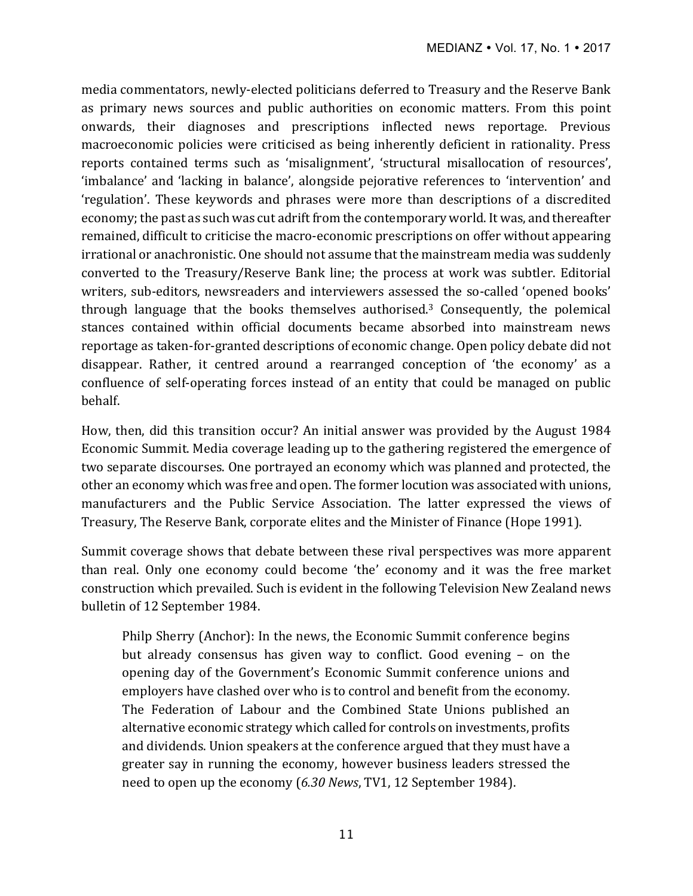media commentators, newly-elected politicians deferred to Treasury and the Reserve Bank as primary news sources and public authorities on economic matters. From this point onwards, their diagnoses and prescriptions inflected news reportage. Previous macroeconomic policies were criticised as being inherently deficient in rationality. Press reports contained terms such as 'misalignment', 'structural misallocation of resources', 'imbalance' and 'lacking in balance', alongside pejorative references to 'intervention' and 'regulation'. These keywords and phrases were more than descriptions of a discredited economy; the past as such was cut adrift from the contemporary world. It was, and thereafter remained, difficult to criticise the macro-economic prescriptions on offer without appearing irrational or anachronistic. One should not assume that the mainstream media was suddenly converted to the Treasury/Reserve Bank line; the process at work was subtler. Editorial writers, sub-editors, newsreaders and interviewers assessed the so-called 'opened books' through language that the books themselves authorised.[3] Consequently, the polemical stances contained within official documents became absorbed into mainstream news reportage as taken-for-granted descriptions of economic change. Open policy debate did not disappear. Rather, it centred around a rearranged conception of 'the economy' as a confluence of self-operating forces instead of an entity that could be managed on public behalf.

How, then, did this transition occur? An initial answer was provided by the August 1984 Economic Summit. Media coverage leading up to the gathering registered the emergence of two separate discourses. One portrayed an economy which was planned and protected, the other an economy which was free and open. The former locution was associated with unions, manufacturers and the Public Service Association. The latter expressed the views of Treasury, The Reserve Bank, corporate elites and the Minister of Finance (Hope 1991).

Summit coverage shows that debate between these rival perspectives was more apparent than real. Only one economy could become 'the' economy and it was the free market construction which prevailed. Such is evident in the following Television New Zealand news bulletin of 12 September 1984.

> Philp Sherry (Anchor): In the news, the Economic Summit conference begins but already consensus has given way to conflict. Good evening – on the opening day of the Government's Economic Summit conference unions and employers have clashed over who is to control and benefit from the economy. The Federation of Labour and the Combined State Unions published an alternative economic strategy which called for controls on investments, profits and dividends. Union speakers at the conference argued that they must have a greater say in running the economy, however business leaders stressed the need to open up the economy (*6.30 News*, TV1, 12 September 1984).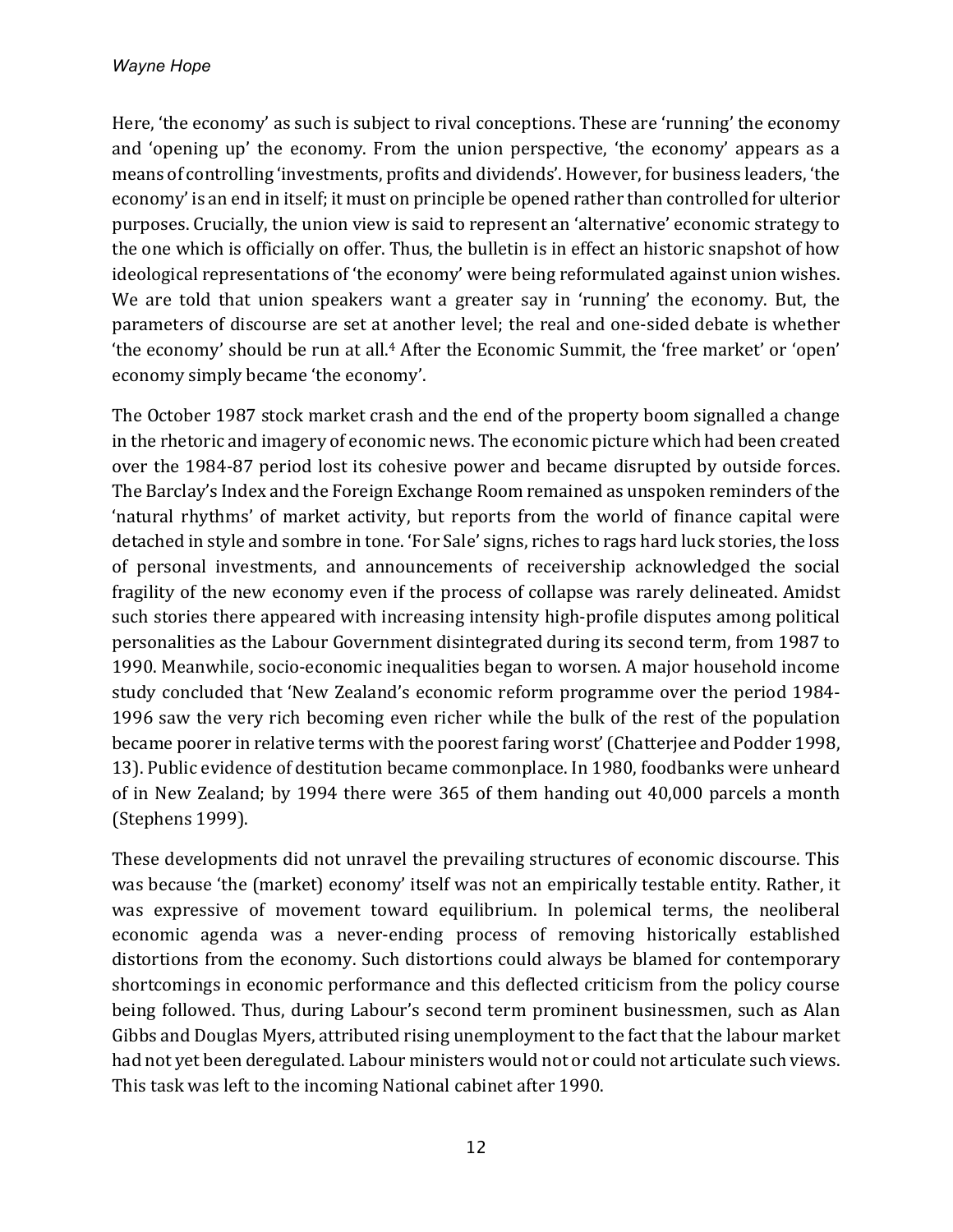Here, 'the economy' as such is subject to rival conceptions. These are 'running' the economy and 'opening up' the economy. From the union perspective, 'the economy' appears as a means of controlling 'investments, profits and dividends'. However, for business leaders, 'the economy' is an end in itself; it must on principle be opened rather than controlled for ulterior purposes. Crucially, the union view is said to represent an 'alternative' economic strategy to the one which is officially on offer. Thus, the bulletin is in effect an historic snapshot of how ideological representations of 'the economy' were being reformulated against union wishes. We are told that union speakers want a greater say in 'running' the economy. But, the parameters of discourse are set at another level; the real and one-sided debate is whether 'the economy' should be run at all.[4] After the Economic Summit, the 'free market' or 'open' economy simply became 'the economy'.

The October 1987 stock market crash and the end of the property boom signalled a change in the rhetoric and imagery of economic news. The economic picture which had been created over the 1984-87 period lost its cohesive power and became disrupted by outside forces. The Barclay's Index and the Foreign Exchange Room remained as unspoken reminders of the 'natural rhythms' of market activity, but reports from the world of finance capital were detached in style and sombre in tone. 'For Sale' signs, riches to rags hard luck stories, the loss of personal investments, and announcements of receivership acknowledged the social fragility of the new economy even if the process of collapse was rarely delineated. Amidst such stories there appeared with increasing intensity high-profile disputes among political personalities as the Labour Government disintegrated during its second term, from 1987 to 1990. Meanwhile, socio-economic inequalities began to worsen. A major household income study concluded that 'New Zealand's economic reform programme over the period 1984-1996 saw the very rich becoming even richer while the bulk of the rest of the population became poorer in relative terms with the poorest faring worst' (Chatterjee and Podder 1998, 13). Public evidence of destitution became commonplace. In 1980, foodbanks were unheard of in New Zealand; by 1994 there were 365 of them handing out 40,000 parcels a month (Stephens 1999).

These developments did not unravel the prevailing structures of economic discourse. This was because 'the (market) economy' itself was not an empirically testable entity. Rather, it was expressive of movement toward equilibrium. In polemical terms, the neoliberal economic agenda was a never-ending process of removing historically established distortions from the economy. Such distortions could always be blamed for contemporary shortcomings in economic performance and this deflected criticism from the policy course being followed. Thus, during Labour's second term prominent businessmen, such as Alan Gibbs and Douglas Myers, attributed rising unemployment to the fact that the labour market had not yet been deregulated. Labour ministers would not or could not articulate such views. This task was left to the incoming National cabinet after 1990.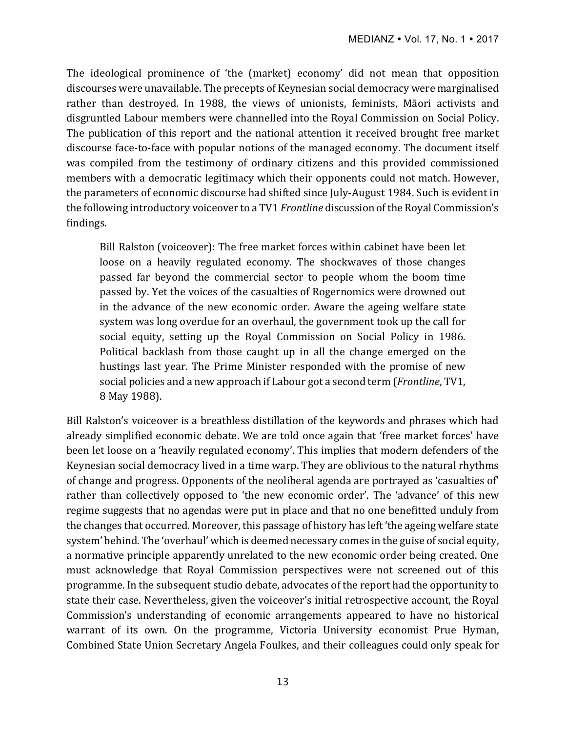The ideological prominence of 'the (market) economy' did not mean that opposition discourses were unavailable. The precepts of Keynesian social democracy were marginalised rather than destroyed. In 1988, the views of unionists, feminists, Māori activists and disgruntled Labour members were channelled into the Royal Commission on Social Policy. The publication of this report and the national attention it received brought free market discourse face-to-face with popular notions of the managed economy. The document itself was compiled from the testimony of ordinary citizens and this provided commissioned members with a democratic legitimacy which their opponents could not match. However, the parameters of economic discourse had shifted since July-August 1984. Such is evident in the following introductory voiceover to a TV1 *Frontline* discussion of the Royal Commission's findings.

> Bill Ralston (voiceover): The free market forces within cabinet have been let loose on a heavily regulated economy. The shockwaves of those changes passed far beyond the commercial sector to people whom the boom time passed by. Yet the voices of the casualties of Rogernomics were drowned out in the advance of the new economic order. Aware the ageing welfare state system was long overdue for an overhaul, the government took up the call for social equity, setting up the Royal Commission on Social Policy in 1986. Political backlash from those caught up in all the change emerged on the hustings last year. The Prime Minister responded with the promise of new social policies and a new approach if Labour got a second term (*Frontline*, TV1, 8 May 1988).

Bill Ralston's voiceover is a breathless distillation of the keywords and phrases which had already simplified economic debate. We are told once again that 'free market forces' have been let loose on a 'heavily regulated economy'. This implies that modern defenders of the Keynesian social democracy lived in a time warp. They are oblivious to the natural rhythms of change and progress. Opponents of the neoliberal agenda are portrayed as 'casualties of' rather than collectively opposed to 'the new economic order'. The 'advance' of this new regime suggests that no agendas were put in place and that no one benefitted unduly from the changes that occurred. Moreover, this passage of history has left 'the ageing welfare state system' behind. The 'overhaul' which is deemed necessary comes in the guise of social equity, a normative principle apparently unrelated to the new economic order being created. One must acknowledge that Royal Commission perspectives were not screened out of this programme. In the subsequent studio debate, advocates of the report had the opportunity to state their case. Nevertheless, given the voiceover's initial retrospective account, the Royal Commission's understanding of economic arrangements appeared to have no historical warrant of its own. On the programme, Victoria University economist Prue Hyman, Combined State Union Secretary Angela Foulkes, and their colleagues could only speak for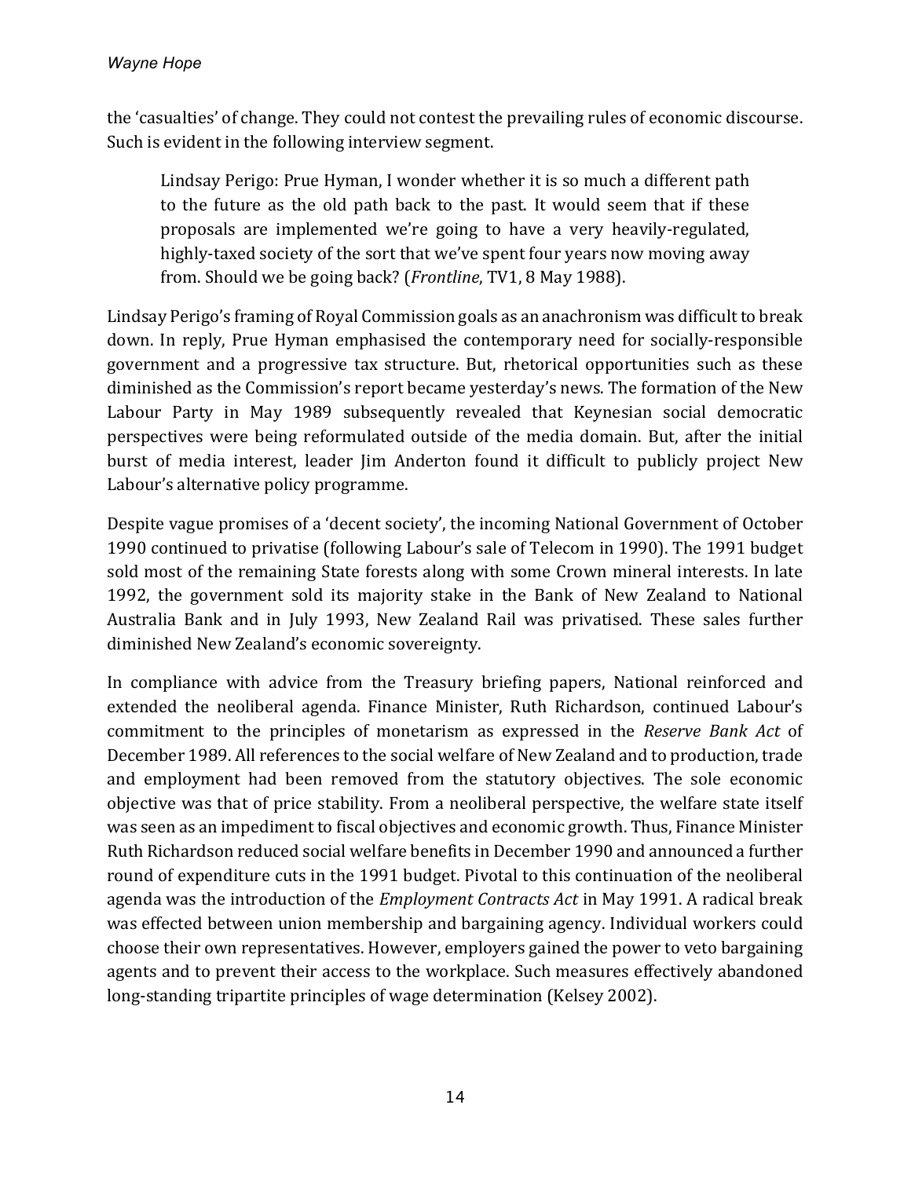the 'casualties' of change. They could not contest the prevailing rules of economic discourse. Such is evident in the following interview segment.

> Lindsay Perigo: Prue Hyman, I wonder whether it is so much a different path to the future as the old path back to the past. It would seem that if these proposals are implemented we're going to have a very heavily-regulated, highly-taxed society of the sort that we've spent four years now moving away from. Should we be going back? (*Frontline*, TV1, 8 May 1988).

Lindsay Perigo's framing of Royal Commission goals as an anachronism was difficult to break down. In reply, Prue Hyman emphasised the contemporary need for socially-responsible government and a progressive tax structure. But, rhetorical opportunities such as these diminished as the Commission's report became yesterday's news. The formation of the New Labour Party in May 1989 subsequently revealed that Keynesian social democratic perspectives were being reformulated outside of the media domain. But, after the initial burst of media interest, leader Jim Anderton found it difficult to publicly project New Labour's alternative policy programme.

Despite vague promises of a 'decent society', the incoming National Government of October 1990 continued to privatise (following Labour's sale of Telecom in 1990). The 1991 budget sold most of the remaining State forests along with some Crown mineral interests. In late 1992, the government sold its majority stake in the Bank of New Zealand to National Australia Bank and in July 1993, New Zealand Rail was privatised. These sales further diminished New Zealand's economic sovereignty.

In compliance with advice from the Treasury briefing papers, National reinforced and extended the neoliberal agenda. Finance Minister, Ruth Richardson, continued Labour's commitment to the principles of monetarism as expressed in the *Reserve Bank Act* of December 1989. All references to the social welfare of New Zealand and to production, trade and employment had been removed from the statutory objectives. The sole economic objective was that of price stability. From a neoliberal perspective, the welfare state itself was seen as an impediment to fiscal objectives and economic growth. Thus, Finance Minister Ruth Richardson reduced social welfare benefits in December 1990 and announced a further round of expenditure cuts in the 1991 budget. Pivotal to this continuation of the neoliberal agenda was the introduction of the *Employment Contracts Act* in May 1991. A radical break was effected between union membership and bargaining agency. Individual workers could choose their own representatives. However, employers gained the power to veto bargaining agents and to prevent their access to the workplace. Such measures effectively abandoned long-standing tripartite principles of wage determination (Kelsey 2002).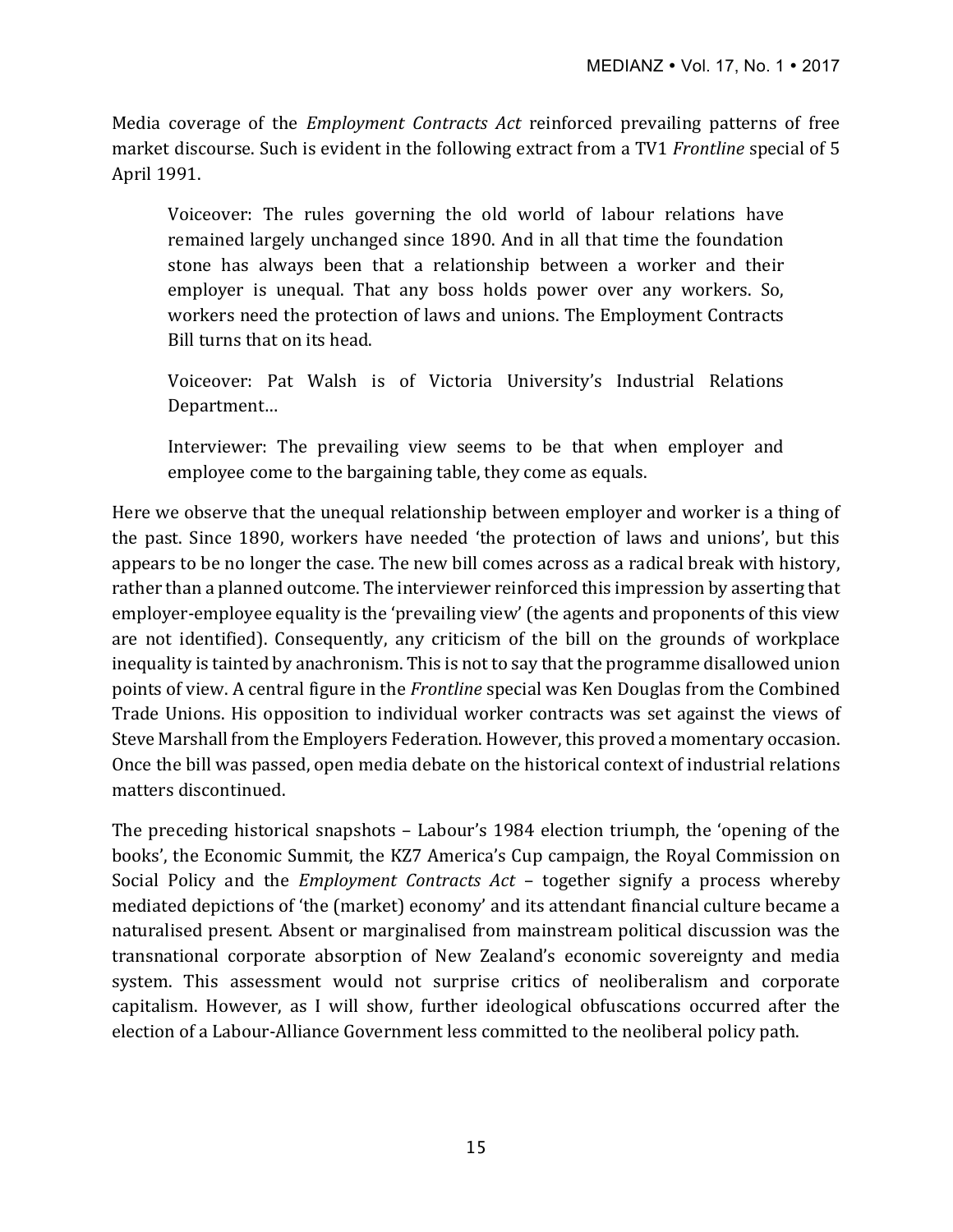Media coverage of the *Employment Contracts Act* reinforced prevailing patterns of free market discourse. Such is evident in the following extract from a TV1 *Frontline* special of 5 April 1991.

> Voiceover: The rules governing the old world of labour relations have remained largely unchanged since 1890. And in all that time the foundation stone has always been that a relationship between a worker and their employer is unequal. That any boss holds power over any workers. So, workers need the protection of laws and unions. The Employment Contracts Bill turns that on its head.
>
> Voiceover: Pat Walsh is of Victoria University's Industrial Relations Department…
>
> Interviewer: The prevailing view seems to be that when employer and employee come to the bargaining table, they come as equals.

Here we observe that the unequal relationship between employer and worker is a thing of the past. Since 1890, workers have needed 'the protection of laws and unions', but this appears to be no longer the case. The new bill comes across as a radical break with history, rather than a planned outcome. The interviewer reinforced this impression by asserting that employer-employee equality is the 'prevailing view' (the agents and proponents of this view are not identified). Consequently, any criticism of the bill on the grounds of workplace inequality is tainted by anachronism. This is not to say that the programme disallowed union points of view. A central figure in the *Frontline* special was Ken Douglas from the Combined Trade Unions. His opposition to individual worker contracts was set against the views of Steve Marshall from the Employers Federation. However, this proved a momentary occasion. Once the bill was passed, open media debate on the historical context of industrial relations matters discontinued.

The preceding historical snapshots – Labour's 1984 election triumph, the 'opening of the books', the Economic Summit, the KZ7 America's Cup campaign, the Royal Commission on Social Policy and the *Employment Contracts Act* – together signify a process whereby mediated depictions of 'the (market) economy' and its attendant financial culture became a naturalised present. Absent or marginalised from mainstream political discussion was the transnational corporate absorption of New Zealand's economic sovereignty and media system. This assessment would not surprise critics of neoliberalism and corporate capitalism. However, as I will show, further ideological obfuscations occurred after the election of a Labour-Alliance Government less committed to the neoliberal policy path.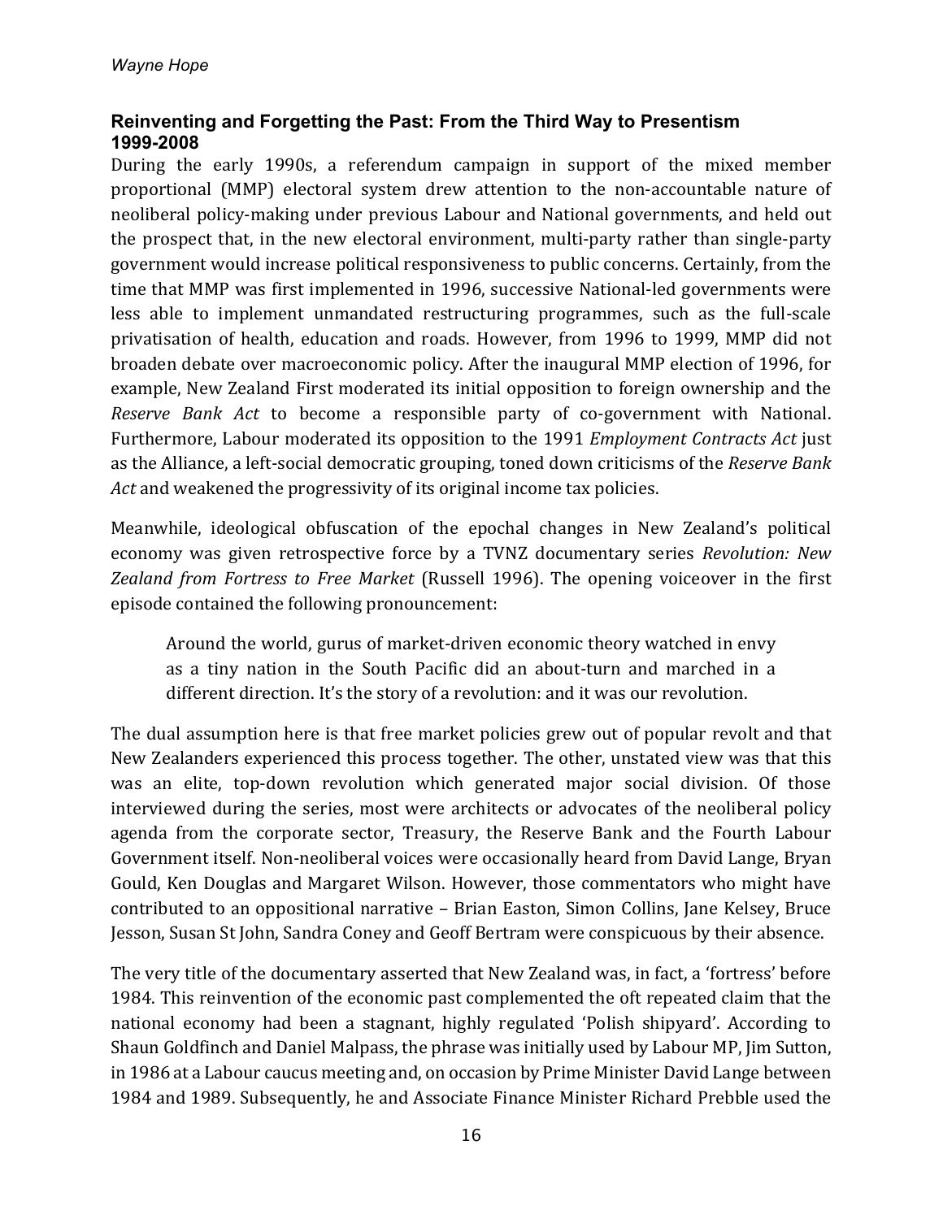## Reinventing and Forgetting the Past: From the Third Way to Presentism 1999-2008

During the early 1990s, a referendum campaign in support of the mixed member proportional (MMP) electoral system drew attention to the non-accountable nature of neoliberal policy-making under previous Labour and National governments, and held out the prospect that, in the new electoral environment, multi-party rather than single-party government would increase political responsiveness to public concerns. Certainly, from the time that MMP was first implemented in 1996, successive National-led governments were less able to implement unmandated restructuring programmes, such as the full-scale privatisation of health, education and roads. However, from 1996 to 1999, MMP did not broaden debate over macroeconomic policy. After the inaugural MMP election of 1996, for example, New Zealand First moderated its initial opposition to foreign ownership and the *Reserve Bank Act* to become a responsible party of co-government with National. Furthermore, Labour moderated its opposition to the 1991 *Employment Contracts Act* just as the Alliance, a left-social democratic grouping, toned down criticisms of the *Reserve Bank Act* and weakened the progressivity of its original income tax policies.

Meanwhile, ideological obfuscation of the epochal changes in New Zealand's political economy was given retrospective force by a TVNZ documentary series *Revolution: New Zealand from Fortress to Free Market* (Russell 1996). The opening voiceover in the first episode contained the following pronouncement:

> Around the world, gurus of market-driven economic theory watched in envy as a tiny nation in the South Pacific did an about-turn and marched in a different direction. It's the story of a revolution: and it was our revolution.

The dual assumption here is that free market policies grew out of popular revolt and that New Zealanders experienced this process together. The other, unstated view was that this was an elite, top-down revolution which generated major social division. Of those interviewed during the series, most were architects or advocates of the neoliberal policy agenda from the corporate sector, Treasury, the Reserve Bank and the Fourth Labour Government itself. Non-neoliberal voices were occasionally heard from David Lange, Bryan Gould, Ken Douglas and Margaret Wilson. However, those commentators who might have contributed to an oppositional narrative – Brian Easton, Simon Collins, Jane Kelsey, Bruce Jesson, Susan St John, Sandra Coney and Geoff Bertram were conspicuous by their absence.

The very title of the documentary asserted that New Zealand was, in fact, a 'fortress' before 1984. This reinvention of the economic past complemented the oft repeated claim that the national economy had been a stagnant, highly regulated 'Polish shipyard'. According to Shaun Goldfinch and Daniel Malpass, the phrase was initially used by Labour MP, Jim Sutton, in 1986 at a Labour caucus meeting and, on occasion by Prime Minister David Lange between 1984 and 1989. Subsequently, he and Associate Finance Minister Richard Prebble used the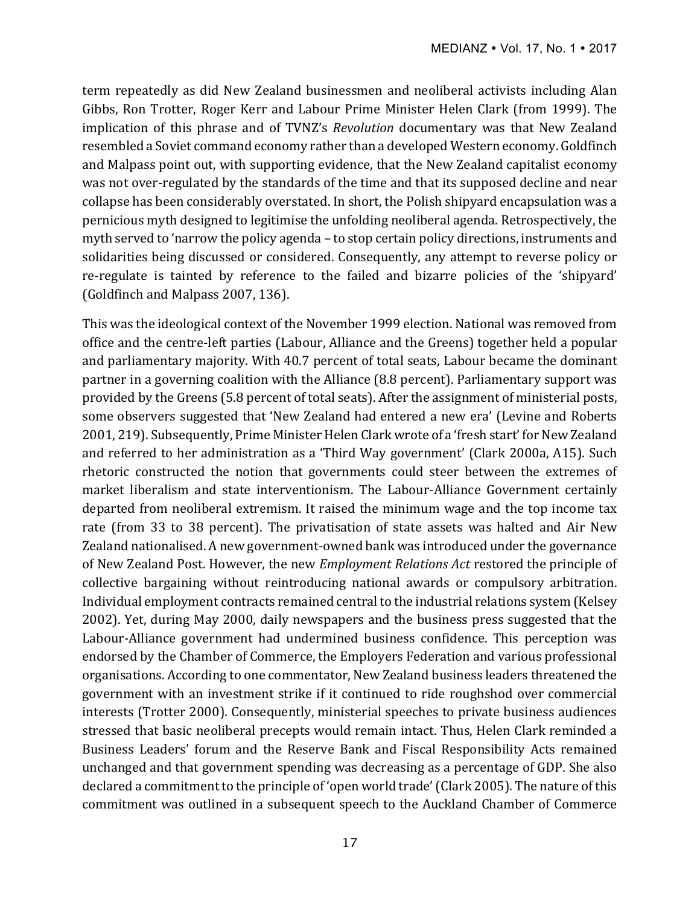term repeatedly as did New Zealand businessmen and neoliberal activists including Alan Gibbs, Ron Trotter, Roger Kerr and Labour Prime Minister Helen Clark (from 1999). The implication of this phrase and of TVNZ's *Revolution* documentary was that New Zealand resembled a Soviet command economy rather than a developed Western economy. Goldfinch and Malpass point out, with supporting evidence, that the New Zealand capitalist economy was not over-regulated by the standards of the time and that its supposed decline and near collapse has been considerably overstated. In short, the Polish shipyard encapsulation was a pernicious myth designed to legitimise the unfolding neoliberal agenda. Retrospectively, the myth served to 'narrow the policy agenda – to stop certain policy directions, instruments and solidarities being discussed or considered. Consequently, any attempt to reverse policy or re-regulate is tainted by reference to the failed and bizarre policies of the 'shipyard' (Goldfinch and Malpass 2007, 136).

This was the ideological context of the November 1999 election. National was removed from office and the centre-left parties (Labour, Alliance and the Greens) together held a popular and parliamentary majority. With 40.7 percent of total seats, Labour became the dominant partner in a governing coalition with the Alliance (8.8 percent). Parliamentary support was provided by the Greens (5.8 percent of total seats). After the assignment of ministerial posts, some observers suggested that 'New Zealand had entered a new era' (Levine and Roberts 2001, 219). Subsequently, Prime Minister Helen Clark wrote of a 'fresh start' for New Zealand and referred to her administration as a 'Third Way government' (Clark 2000a, A15). Such rhetoric constructed the notion that governments could steer between the extremes of market liberalism and state interventionism. The Labour-Alliance Government certainly departed from neoliberal extremism. It raised the minimum wage and the top income tax rate (from 33 to 38 percent). The privatisation of state assets was halted and Air New Zealand nationalised. A new government-owned bank was introduced under the governance of New Zealand Post. However, the new *Employment Relations Act* restored the principle of collective bargaining without reintroducing national awards or compulsory arbitration. Individual employment contracts remained central to the industrial relations system (Kelsey 2002). Yet, during May 2000, daily newspapers and the business press suggested that the Labour-Alliance government had undermined business confidence. This perception was endorsed by the Chamber of Commerce, the Employers Federation and various professional organisations. According to one commentator, New Zealand business leaders threatened the government with an investment strike if it continued to ride roughshod over commercial interests (Trotter 2000). Consequently, ministerial speeches to private business audiences stressed that basic neoliberal precepts would remain intact. Thus, Helen Clark reminded a Business Leaders' forum and the Reserve Bank and Fiscal Responsibility Acts remained unchanged and that government spending was decreasing as a percentage of GDP. She also declared a commitment to the principle of 'open world trade' (Clark 2005). The nature of this commitment was outlined in a subsequent speech to the Auckland Chamber of Commerce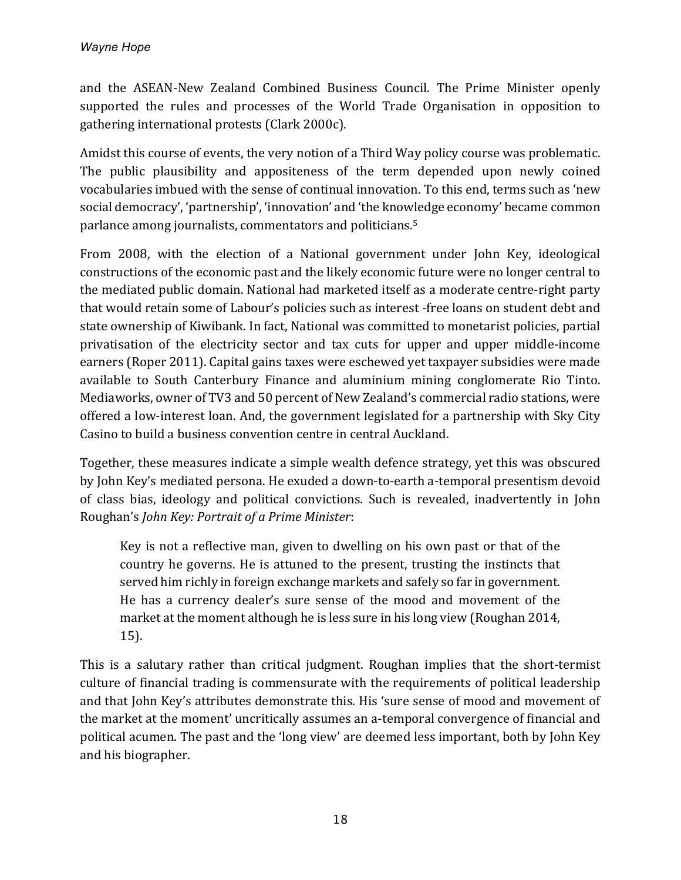and the ASEAN-New Zealand Combined Business Council. The Prime Minister openly supported the rules and processes of the World Trade Organisation in opposition to gathering international protests (Clark 2000c).

Amidst this course of events, the very notion of a Third Way policy course was problematic. The public plausibility and appositeness of the term depended upon newly coined vocabularies imbued with the sense of continual innovation. To this end, terms such as 'new social democracy', 'partnership', 'innovation' and 'the knowledge economy' became common parlance among journalists, commentators and politicians.[5]

From 2008, with the election of a National government under John Key, ideological constructions of the economic past and the likely economic future were no longer central to the mediated public domain. National had marketed itself as a moderate centre-right party that would retain some of Labour's policies such as interest -free loans on student debt and state ownership of Kiwibank. In fact, National was committed to monetarist policies, partial privatisation of the electricity sector and tax cuts for upper and upper middle-income earners (Roper 2011). Capital gains taxes were eschewed yet taxpayer subsidies were made available to South Canterbury Finance and aluminium mining conglomerate Rio Tinto. Mediaworks, owner of TV3 and 50 percent of New Zealand's commercial radio stations, were offered a low-interest loan. And, the government legislated for a partnership with Sky City Casino to build a business convention centre in central Auckland.

Together, these measures indicate a simple wealth defence strategy, yet this was obscured by John Key's mediated persona. He exuded a down-to-earth a-temporal presentism devoid of class bias, ideology and political convictions. Such is revealed, inadvertently in John Roughan's *John Key: Portrait of a Prime Minister*:

> Key is not a reflective man, given to dwelling on his own past or that of the country he governs. He is attuned to the present, trusting the instincts that served him richly in foreign exchange markets and safely so far in government. He has a currency dealer's sure sense of the mood and movement of the market at the moment although he is less sure in his long view (Roughan 2014, 15).

This is a salutary rather than critical judgment. Roughan implies that the short-termist culture of financial trading is commensurate with the requirements of political leadership and that John Key's attributes demonstrate this. His 'sure sense of mood and movement of the market at the moment' uncritically assumes an a-temporal convergence of financial and political acumen. The past and the 'long view' are deemed less important, both by John Key and his biographer.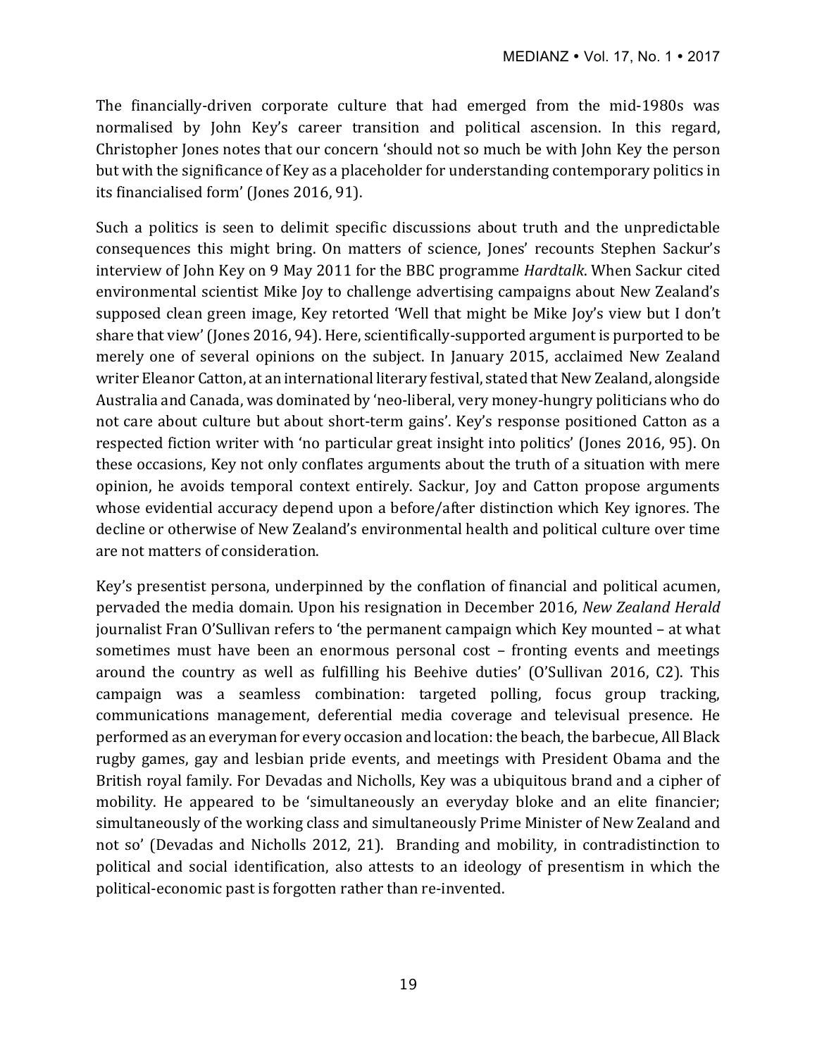The financially-driven corporate culture that had emerged from the mid-1980s was normalised by John Key's career transition and political ascension. In this regard, Christopher Jones notes that our concern 'should not so much be with John Key the person but with the significance of Key as a placeholder for understanding contemporary politics in its financialised form' (Jones 2016, 91).

Such a politics is seen to delimit specific discussions about truth and the unpredictable consequences this might bring. On matters of science, Jones' recounts Stephen Sackur's interview of John Key on 9 May 2011 for the BBC programme *Hardtalk*. When Sackur cited environmental scientist Mike Joy to challenge advertising campaigns about New Zealand's supposed clean green image, Key retorted 'Well that might be Mike Joy's view but I don't share that view' (Jones 2016, 94). Here, scientifically-supported argument is purported to be merely one of several opinions on the subject. In January 2015, acclaimed New Zealand writer Eleanor Catton, at an international literary festival, stated that New Zealand, alongside Australia and Canada, was dominated by 'neo-liberal, very money-hungry politicians who do not care about culture but about short-term gains'. Key's response positioned Catton as a respected fiction writer with 'no particular great insight into politics' (Jones 2016, 95). On these occasions, Key not only conflates arguments about the truth of a situation with mere opinion, he avoids temporal context entirely. Sackur, Joy and Catton propose arguments whose evidential accuracy depend upon a before/after distinction which Key ignores. The decline or otherwise of New Zealand's environmental health and political culture over time are not matters of consideration.

Key's presentist persona, underpinned by the conflation of financial and political acumen, pervaded the media domain. Upon his resignation in December 2016, *New Zealand Herald* journalist Fran O'Sullivan refers to 'the permanent campaign which Key mounted – at what sometimes must have been an enormous personal cost – fronting events and meetings around the country as well as fulfilling his Beehive duties' (O'Sullivan 2016, C2). This campaign was a seamless combination: targeted polling, focus group tracking, communications management, deferential media coverage and televisual presence. He performed as an everyman for every occasion and location: the beach, the barbecue, All Black rugby games, gay and lesbian pride events, and meetings with President Obama and the British royal family. For Devadas and Nicholls, Key was a ubiquitous brand and a cipher of mobility. He appeared to be 'simultaneously an everyday bloke and an elite financier; simultaneously of the working class and simultaneously Prime Minister of New Zealand and not so' (Devadas and Nicholls 2012, 21). Branding and mobility, in contradistinction to political and social identification, also attests to an ideology of presentism in which the political-economic past is forgotten rather than re-invented.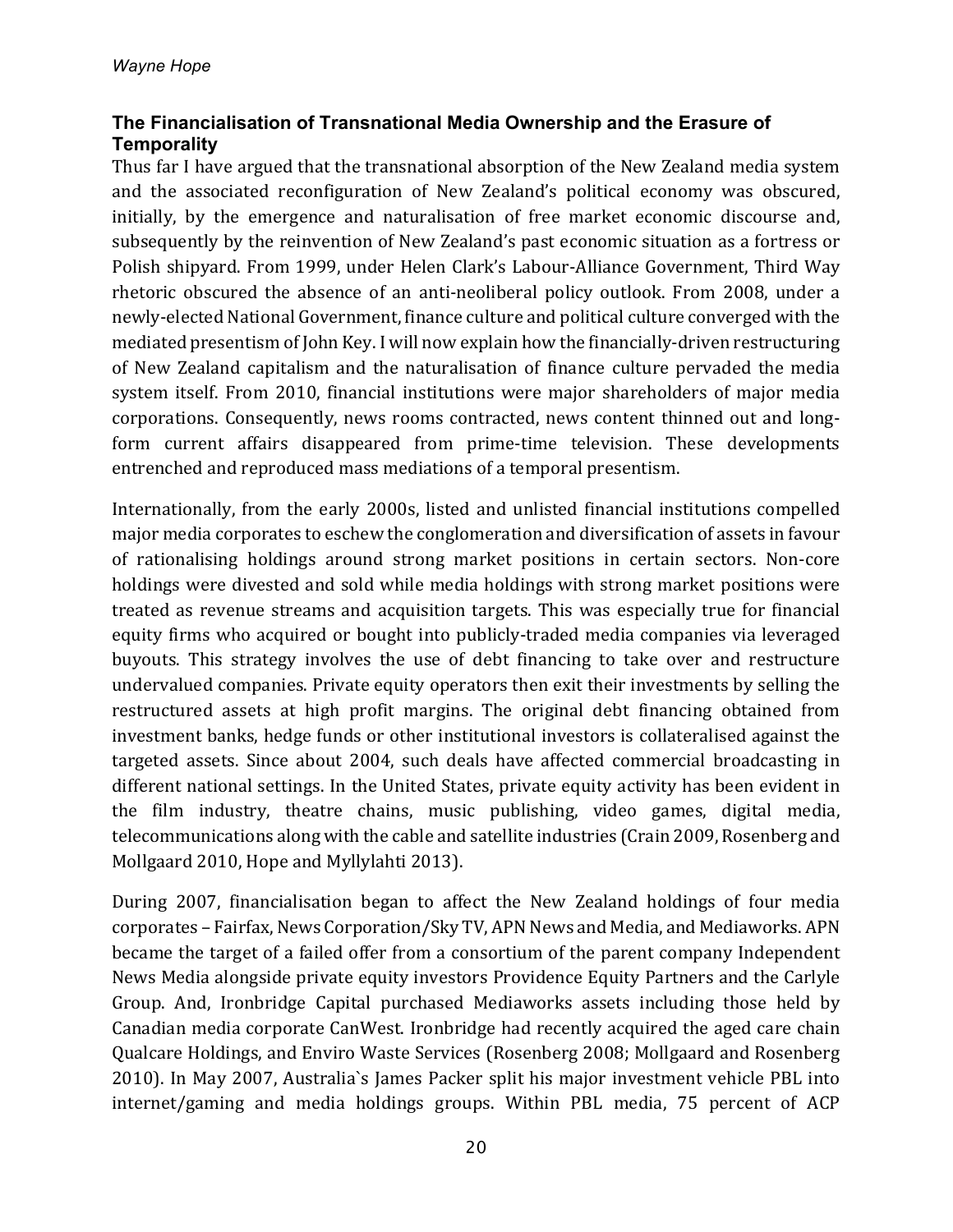## The Financialisation of Transnational Media Ownership and the Erasure of Temporality

Thus far I have argued that the transnational absorption of the New Zealand media system and the associated reconfiguration of New Zealand's political economy was obscured, initially, by the emergence and naturalisation of free market economic discourse and, subsequently by the reinvention of New Zealand's past economic situation as a fortress or Polish shipyard. From 1999, under Helen Clark's Labour-Alliance Government, Third Way rhetoric obscured the absence of an anti-neoliberal policy outlook. From 2008, under a newly-elected National Government, finance culture and political culture converged with the mediated presentism of John Key. I will now explain how the financially-driven restructuring of New Zealand capitalism and the naturalisation of finance culture pervaded the media system itself. From 2010, financial institutions were major shareholders of major media corporations. Consequently, news rooms contracted, news content thinned out and long-form current affairs disappeared from prime-time television. These developments entrenched and reproduced mass mediations of a temporal presentism.

Internationally, from the early 2000s, listed and unlisted financial institutions compelled major media corporates to eschew the conglomeration and diversification of assets in favour of rationalising holdings around strong market positions in certain sectors. Non-core holdings were divested and sold while media holdings with strong market positions were treated as revenue streams and acquisition targets. This was especially true for financial equity firms who acquired or bought into publicly-traded media companies via leveraged buyouts. This strategy involves the use of debt financing to take over and restructure undervalued companies. Private equity operators then exit their investments by selling the restructured assets at high profit margins. The original debt financing obtained from investment banks, hedge funds or other institutional investors is collateralised against the targeted assets. Since about 2004, such deals have affected commercial broadcasting in different national settings. In the United States, private equity activity has been evident in the film industry, theatre chains, music publishing, video games, digital media, telecommunications along with the cable and satellite industries (Crain 2009, Rosenberg and Mollgaard 2010, Hope and Myllylahti 2013).

During 2007, financialisation began to affect the New Zealand holdings of four media corporates – Fairfax, News Corporation/Sky TV, APN News and Media, and Mediaworks. APN became the target of a failed offer from a consortium of the parent company Independent News Media alongside private equity investors Providence Equity Partners and the Carlyle Group. And, Ironbridge Capital purchased Mediaworks assets including those held by Canadian media corporate CanWest. Ironbridge had recently acquired the aged care chain Qualcare Holdings, and Enviro Waste Services (Rosenberg 2008; Mollgaard and Rosenberg 2010). In May 2007, Australia`s James Packer split his major investment vehicle PBL into internet/gaming and media holdings groups. Within PBL media, 75 percent of ACP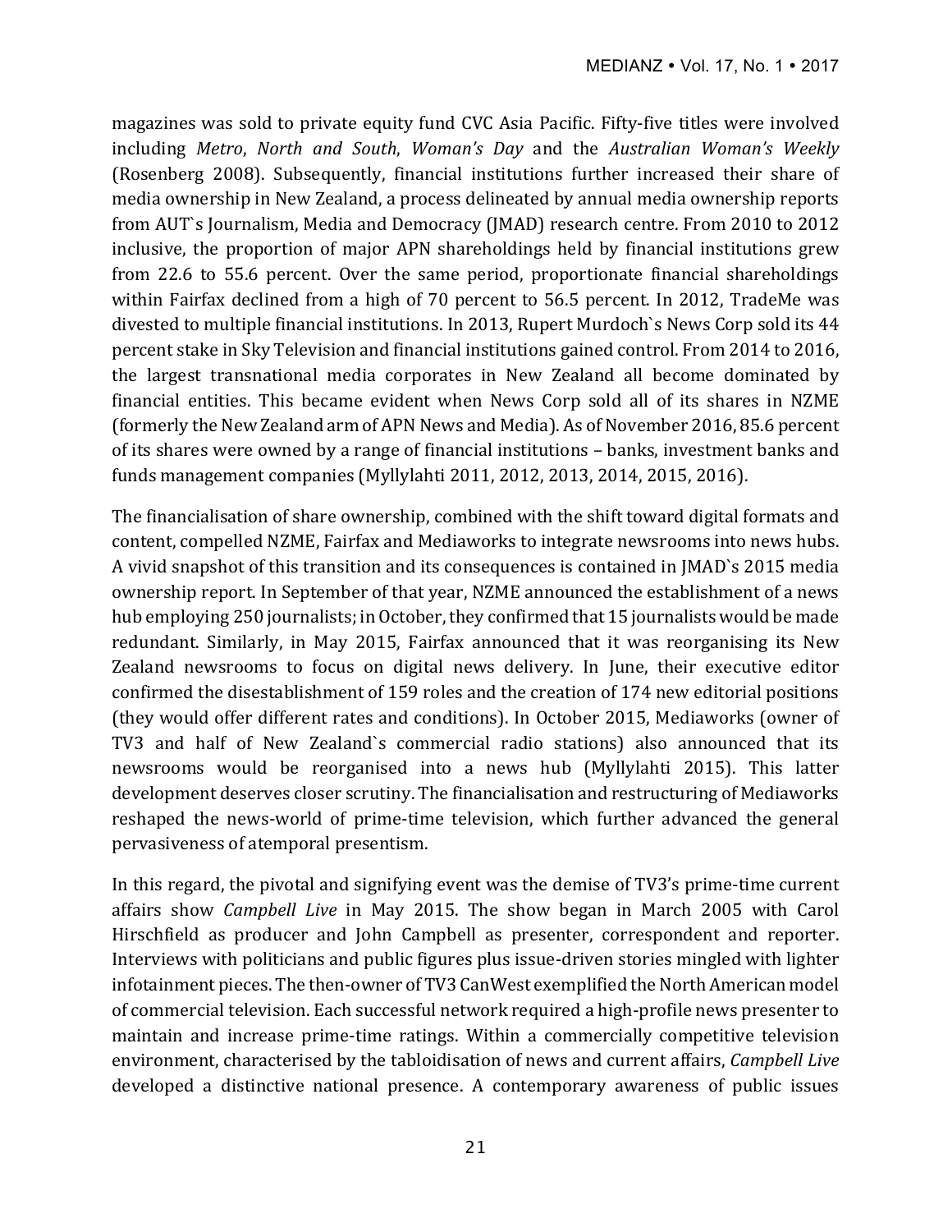magazines was sold to private equity fund CVC Asia Pacific. Fifty-five titles were involved including *Metro*, *North and South*, *Woman's Day* and the *Australian Woman's Weekly* (Rosenberg 2008). Subsequently, financial institutions further increased their share of media ownership in New Zealand, a process delineated by annual media ownership reports from AUT`s Journalism, Media and Democracy (JMAD) research centre. From 2010 to 2012 inclusive, the proportion of major APN shareholdings held by financial institutions grew from 22.6 to 55.6 percent. Over the same period, proportionate financial shareholdings within Fairfax declined from a high of 70 percent to 56.5 percent. In 2012, TradeMe was divested to multiple financial institutions. In 2013, Rupert Murdoch`s News Corp sold its 44 percent stake in Sky Television and financial institutions gained control. From 2014 to 2016, the largest transnational media corporates in New Zealand all become dominated by financial entities. This became evident when News Corp sold all of its shares in NZME (formerly the New Zealand arm of APN News and Media). As of November 2016, 85.6 percent of its shares were owned by a range of financial institutions – banks, investment banks and funds management companies (Myllylahti 2011, 2012, 2013, 2014, 2015, 2016).

The financialisation of share ownership, combined with the shift toward digital formats and content, compelled NZME, Fairfax and Mediaworks to integrate newsrooms into news hubs. A vivid snapshot of this transition and its consequences is contained in JMAD`s 2015 media ownership report. In September of that year, NZME announced the establishment of a news hub employing 250 journalists; in October, they confirmed that 15 journalists would be made redundant. Similarly, in May 2015, Fairfax announced that it was reorganising its New Zealand newsrooms to focus on digital news delivery. In June, their executive editor confirmed the disestablishment of 159 roles and the creation of 174 new editorial positions (they would offer different rates and conditions). In October 2015, Mediaworks (owner of TV3 and half of New Zealand`s commercial radio stations) also announced that its newsrooms would be reorganised into a news hub (Myllylahti 2015). This latter development deserves closer scrutiny. The financialisation and restructuring of Mediaworks reshaped the news-world of prime-time television, which further advanced the general pervasiveness of atemporal presentism.

In this regard, the pivotal and signifying event was the demise of TV3's prime-time current affairs show *Campbell Live* in May 2015. The show began in March 2005 with Carol Hirschfield as producer and John Campbell as presenter, correspondent and reporter. Interviews with politicians and public figures plus issue-driven stories mingled with lighter infotainment pieces. The then-owner of TV3 CanWest exemplified the North American model of commercial television. Each successful network required a high-profile news presenter to maintain and increase prime-time ratings. Within a commercially competitive television environment, characterised by the tabloidisation of news and current affairs, *Campbell Live* developed a distinctive national presence. A contemporary awareness of public issues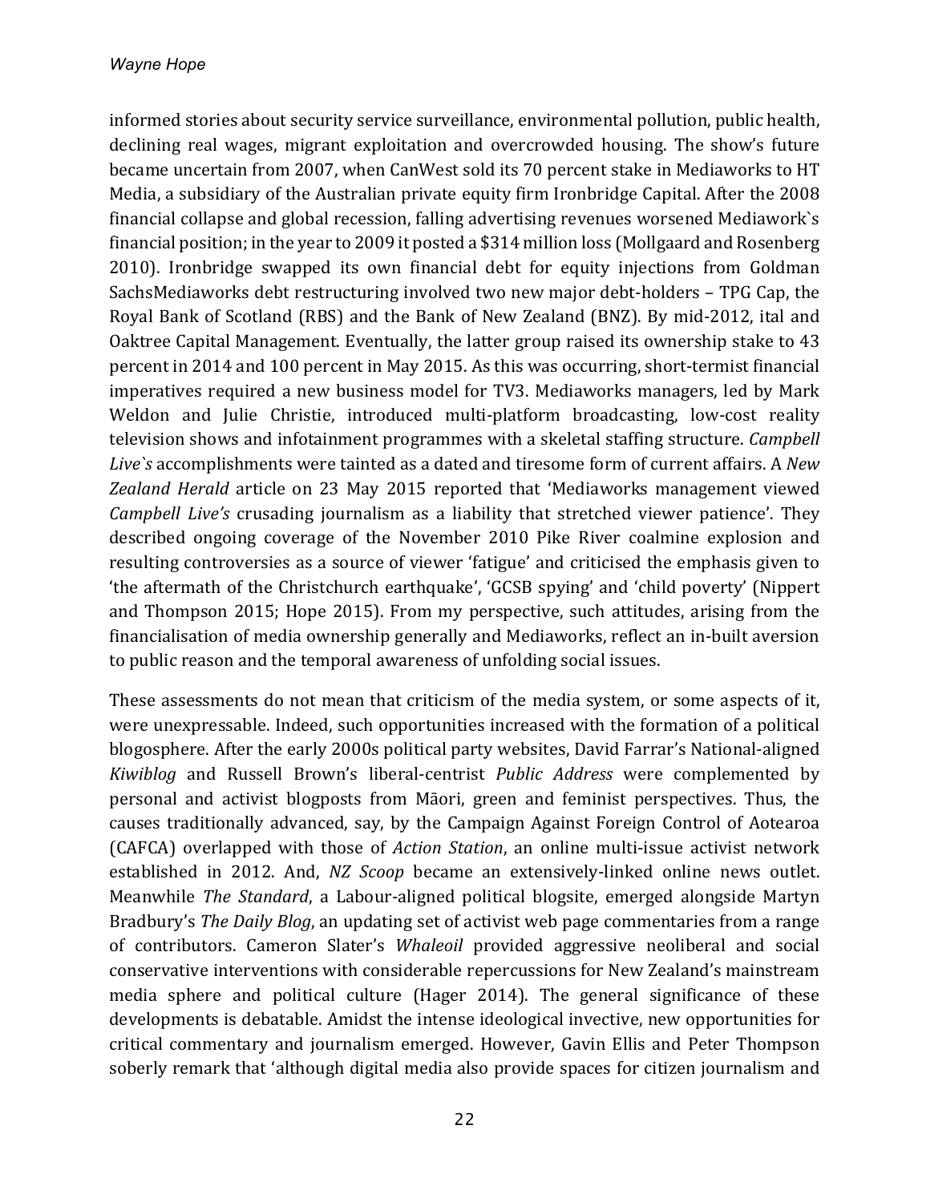informed stories about security service surveillance, environmental pollution, public health, declining real wages, migrant exploitation and overcrowded housing. The show's future became uncertain from 2007, when CanWest sold its 70 percent stake in Mediaworks to HT Media, a subsidiary of the Australian private equity firm Ironbridge Capital. After the 2008 financial collapse and global recession, falling advertising revenues worsened Mediawork`s financial position; in the year to 2009 it posted a $314 million loss (Mollgaard and Rosenberg 2010). Ironbridge swapped its own financial debt for equity injections from Goldman SachsMediaworks debt restructuring involved two new major debt-holders – TPG Cap, the Royal Bank of Scotland (RBS) and the Bank of New Zealand (BNZ). By mid-2012, ital and Oaktree Capital Management. Eventually, the latter group raised its ownership stake to 43 percent in 2014 and 100 percent in May 2015. As this was occurring, short-termist financial imperatives required a new business model for TV3. Mediaworks managers, led by Mark Weldon and Julie Christie, introduced multi-platform broadcasting, low-cost reality television shows and infotainment programmes with a skeletal staffing structure. *Campbell Live`s* accomplishments were tainted as a dated and tiresome form of current affairs. A *New Zealand Herald* article on 23 May 2015 reported that 'Mediaworks management viewed *Campbell Live's* crusading journalism as a liability that stretched viewer patience'. They described ongoing coverage of the November 2010 Pike River coalmine explosion and resulting controversies as a source of viewer 'fatigue' and criticised the emphasis given to 'the aftermath of the Christchurch earthquake', 'GCSB spying' and 'child poverty' (Nippert and Thompson 2015; Hope 2015). From my perspective, such attitudes, arising from the financialisation of media ownership generally and Mediaworks, reflect an in-built aversion to public reason and the temporal awareness of unfolding social issues.

These assessments do not mean that criticism of the media system, or some aspects of it, were unexpressable. Indeed, such opportunities increased with the formation of a political blogosphere. After the early 2000s political party websites, David Farrar's National-aligned *Kiwiblog* and Russell Brown's liberal-centrist *Public Address* were complemented by personal and activist blogposts from Māori, green and feminist perspectives. Thus, the causes traditionally advanced, say, by the Campaign Against Foreign Control of Aotearoa (CAFCA) overlapped with those of *Action Station*, an online multi-issue activist network established in 2012. And, *NZ Scoop* became an extensively-linked online news outlet. Meanwhile *The Standard*, a Labour-aligned political blogsite, emerged alongside Martyn Bradbury's *The Daily Blog*, an updating set of activist web page commentaries from a range of contributors. Cameron Slater's *Whaleoil* provided aggressive neoliberal and social conservative interventions with considerable repercussions for New Zealand's mainstream media sphere and political culture (Hager 2014). The general significance of these developments is debatable. Amidst the intense ideological invective, new opportunities for critical commentary and journalism emerged. However, Gavin Ellis and Peter Thompson soberly remark that 'although digital media also provide spaces for citizen journalism and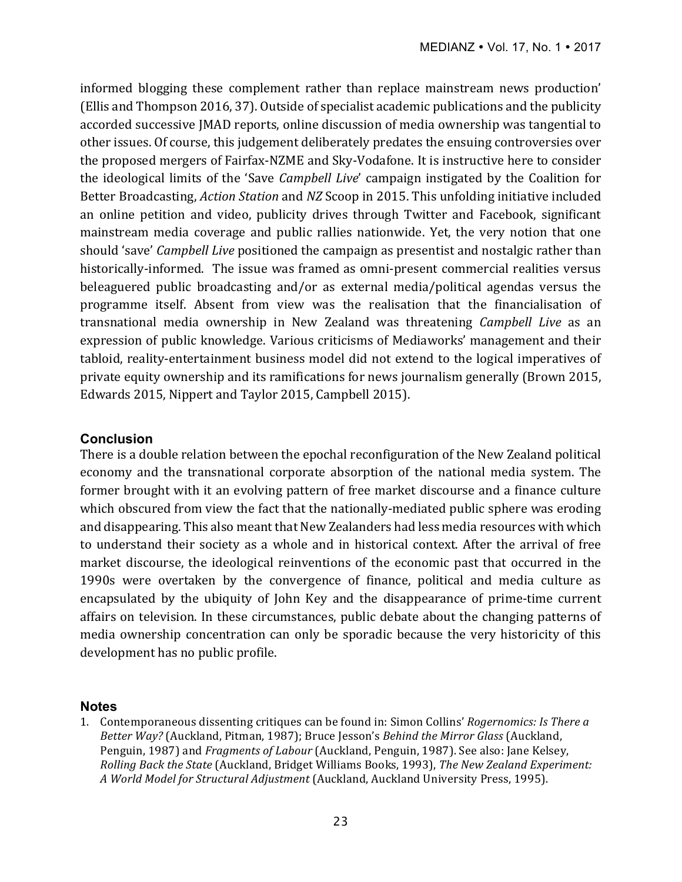informed blogging these complement rather than replace mainstream news production' (Ellis and Thompson 2016, 37). Outside of specialist academic publications and the publicity accorded successive JMAD reports, online discussion of media ownership was tangential to other issues. Of course, this judgement deliberately predates the ensuing controversies over the proposed mergers of Fairfax-NZME and Sky-Vodafone. It is instructive here to consider the ideological limits of the 'Save *Campbell Live*' campaign instigated by the Coalition for Better Broadcasting, *Action Station* and *NZ* Scoop in 2015. This unfolding initiative included an online petition and video, publicity drives through Twitter and Facebook, significant mainstream media coverage and public rallies nationwide. Yet, the very notion that one should 'save' *Campbell Live* positioned the campaign as presentist and nostalgic rather than historically-informed. The issue was framed as omni-present commercial realities versus beleaguered public broadcasting and/or as external media/political agendas versus the programme itself. Absent from view was the realisation that the financialisation of transnational media ownership in New Zealand was threatening *Campbell Live* as an expression of public knowledge. Various criticisms of Mediaworks' management and their tabloid, reality-entertainment business model did not extend to the logical imperatives of private equity ownership and its ramifications for news journalism generally (Brown 2015, Edwards 2015, Nippert and Taylor 2015, Campbell 2015).

## Conclusion

There is a double relation between the epochal reconfiguration of the New Zealand political economy and the transnational corporate absorption of the national media system. The former brought with it an evolving pattern of free market discourse and a finance culture which obscured from view the fact that the nationally-mediated public sphere was eroding and disappearing. This also meant that New Zealanders had less media resources with which to understand their society as a whole and in historical context. After the arrival of free market discourse, the ideological reinventions of the economic past that occurred in the 1990s were overtaken by the convergence of finance, political and media culture as encapsulated by the ubiquity of John Key and the disappearance of prime-time current affairs on television. In these circumstances, public debate about the changing patterns of media ownership concentration can only be sporadic because the very historicity of this development has no public profile.

## Notes

1. Contemporaneous dissenting critiques can be found in: Simon Collins' *Rogernomics: Is There a Better Way?* (Auckland, Pitman, 1987); Bruce Jesson's *Behind the Mirror Glass* (Auckland, Penguin, 1987) and *Fragments of Labour* (Auckland, Penguin, 1987). See also: Jane Kelsey, *Rolling Back the State* (Auckland, Bridget Williams Books, 1993), *The New Zealand Experiment: A World Model for Structural Adjustment* (Auckland, Auckland University Press, 1995).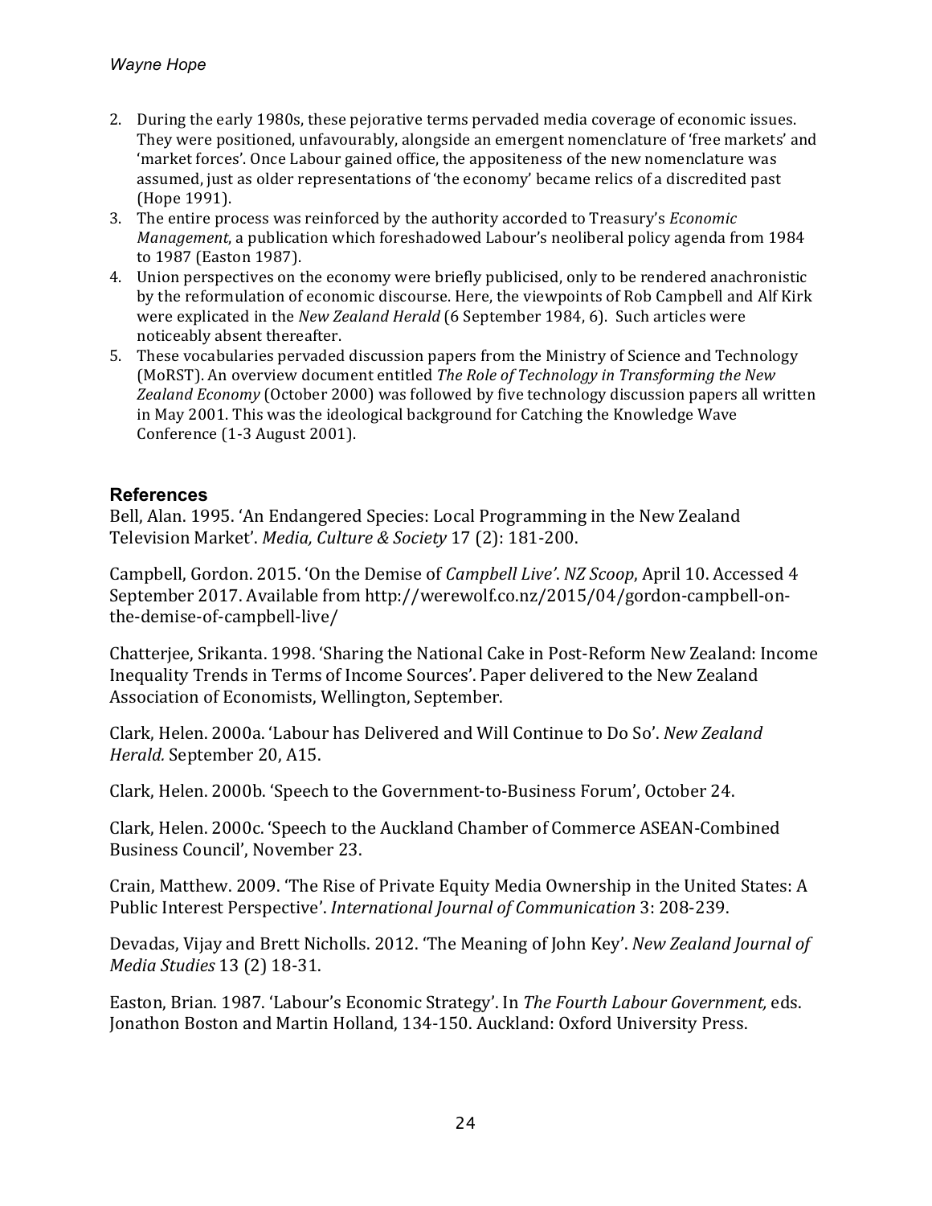2. During the early 1980s, these pejorative terms pervaded media coverage of economic issues. They were positioned, unfavourably, alongside an emergent nomenclature of 'free markets' and 'market forces'. Once Labour gained office, the appositeness of the new nomenclature was assumed, just as older representations of 'the economy' became relics of a discredited past (Hope 1991).
3. The entire process was reinforced by the authority accorded to Treasury's *Economic Management*, a publication which foreshadowed Labour's neoliberal policy agenda from 1984 to 1987 (Easton 1987).
4. Union perspectives on the economy were briefly publicised, only to be rendered anachronistic by the reformulation of economic discourse. Here, the viewpoints of Rob Campbell and Alf Kirk were explicated in the *New Zealand Herald* (6 September 1984, 6). Such articles were noticeably absent thereafter.
5. These vocabularies pervaded discussion papers from the Ministry of Science and Technology (MoRST). An overview document entitled *The Role of Technology in Transforming the New Zealand Economy* (October 2000) was followed by five technology discussion papers all written in May 2001. This was the ideological background for Catching the Knowledge Wave Conference (1-3 August 2001).

## References

Bell, Alan. 1995. 'An Endangered Species: Local Programming in the New Zealand Television Market'. *Media, Culture & Society* 17 (2): 181-200.

Campbell, Gordon. 2015. 'On the Demise of *Campbell Live*'. *NZ Scoop*, April 10. Accessed 4 September 2017. Available from http://werewolf.co.nz/2015/04/gordon-campbell-on-the-demise-of-campbell-live/

Chatterjee, Srikanta. 1998. 'Sharing the National Cake in Post-Reform New Zealand: Income Inequality Trends in Terms of Income Sources'. Paper delivered to the New Zealand Association of Economists, Wellington, September.

Clark, Helen. 2000a. 'Labour has Delivered and Will Continue to Do So'. *New Zealand Herald.* September 20, A15.

Clark, Helen. 2000b. 'Speech to the Government-to-Business Forum', October 24.

Clark, Helen. 2000c. 'Speech to the Auckland Chamber of Commerce ASEAN-Combined Business Council', November 23.

Crain, Matthew. 2009. 'The Rise of Private Equity Media Ownership in the United States: A Public Interest Perspective'. *International Journal of Communication* 3: 208-239.

Devadas, Vijay and Brett Nicholls. 2012. 'The Meaning of John Key'. *New Zealand Journal of Media Studies* 13 (2) 18-31.

Easton, Brian. 1987. 'Labour's Economic Strategy'. In *The Fourth Labour Government,* eds. Jonathon Boston and Martin Holland, 134-150. Auckland: Oxford University Press.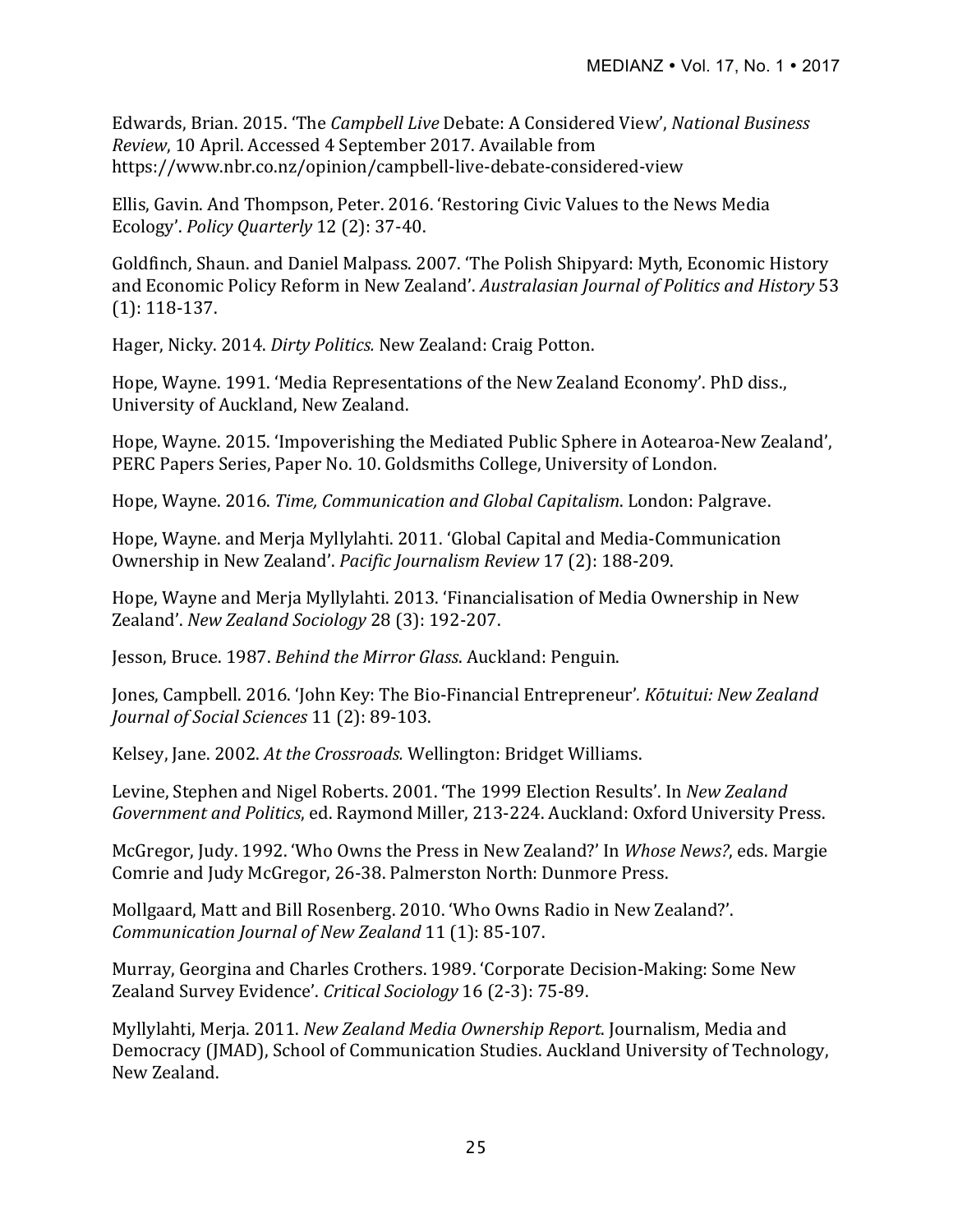Edwards, Brian. 2015. 'The *Campbell Live* Debate: A Considered View', *National Business Review*, 10 April. Accessed 4 September 2017. Available from https://www.nbr.co.nz/opinion/campbell-live-debate-considered-view

Ellis, Gavin. And Thompson, Peter. 2016. 'Restoring Civic Values to the News Media Ecology'. *Policy Quarterly* 12 (2): 37-40.

Goldfinch, Shaun. and Daniel Malpass. 2007. 'The Polish Shipyard: Myth, Economic History and Economic Policy Reform in New Zealand'. *Australasian Journal of Politics and History* 53 (1): 118-137.

Hager, Nicky. 2014. *Dirty Politics.* New Zealand: Craig Potton.

Hope, Wayne. 1991. 'Media Representations of the New Zealand Economy'. PhD diss., University of Auckland, New Zealand.

Hope, Wayne. 2015. 'Impoverishing the Mediated Public Sphere in Aotearoa-New Zealand', PERC Papers Series, Paper No. 10. Goldsmiths College, University of London.

Hope, Wayne. 2016. *Time, Communication and Global Capitalism*. London: Palgrave.

Hope, Wayne. and Merja Myllylahti. 2011. 'Global Capital and Media-Communication Ownership in New Zealand'. *Pacific Journalism Review* 17 (2): 188-209.

Hope, Wayne and Merja Myllylahti. 2013. 'Financialisation of Media Ownership in New Zealand'. *New Zealand Sociology* 28 (3): 192-207.

Jesson, Bruce. 1987. *Behind the Mirror Glass*. Auckland: Penguin.

Jones, Campbell. 2016. 'John Key: The Bio-Financial Entrepreneur'*. Kōtuitui: New Zealand Journal of Social Sciences* 11 (2): 89-103.

Kelsey, Jane. 2002. *At the Crossroads.* Wellington: Bridget Williams.

Levine, Stephen and Nigel Roberts. 2001. 'The 1999 Election Results'. In *New Zealand Government and Politics*, ed. Raymond Miller, 213-224. Auckland: Oxford University Press.

McGregor, Judy. 1992. 'Who Owns the Press in New Zealand?' In *Whose News?*, eds. Margie Comrie and Judy McGregor, 26-38. Palmerston North: Dunmore Press.

Mollgaard, Matt and Bill Rosenberg. 2010. 'Who Owns Radio in New Zealand?'. *Communication Journal of New Zealand* 11 (1): 85-107.

Murray, Georgina and Charles Crothers. 1989. 'Corporate Decision-Making: Some New Zealand Survey Evidence'. *Critical Sociology* 16 (2-3): 75-89.

Myllylahti, Merja. 2011. *New Zealand Media Ownership Report.* Journalism, Media and Democracy (JMAD), School of Communication Studies. Auckland University of Technology, New Zealand.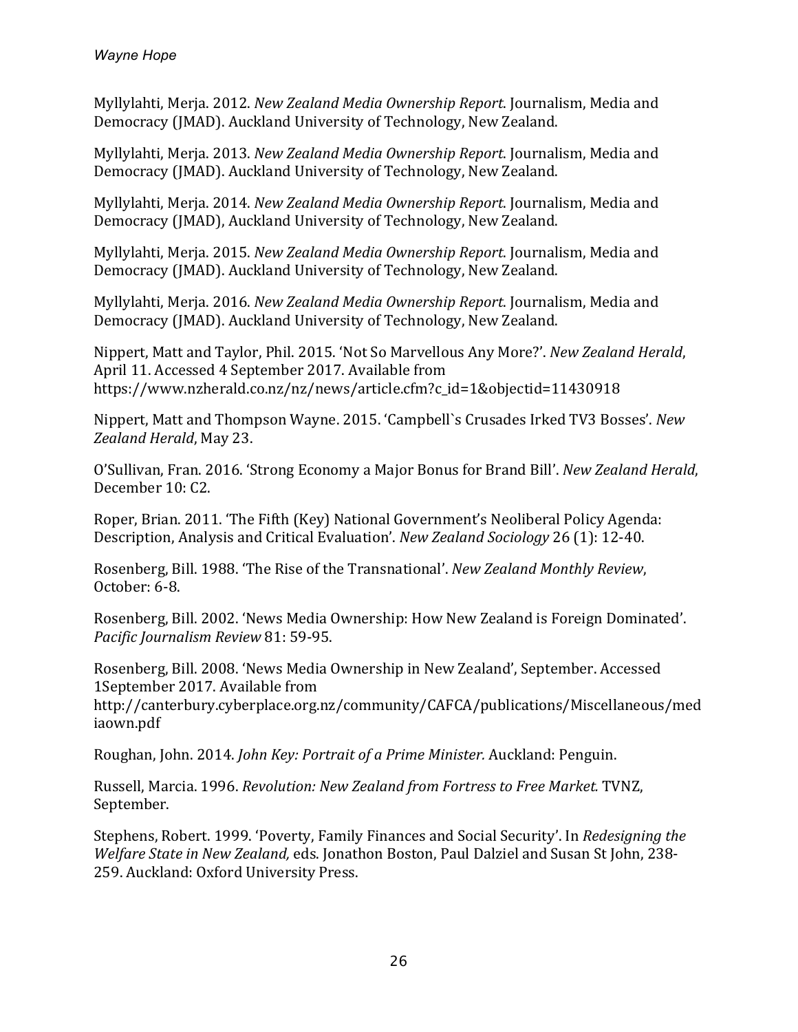Myllylahti, Merja. 2012. *New Zealand Media Ownership Report*. Journalism, Media and Democracy (JMAD). Auckland University of Technology, New Zealand.

Myllylahti, Merja. 2013. *New Zealand Media Ownership Report*. Journalism, Media and Democracy (JMAD). Auckland University of Technology, New Zealand.

Myllylahti, Merja. 2014. *New Zealand Media Ownership Report*. Journalism, Media and Democracy (JMAD), Auckland University of Technology, New Zealand.

Myllylahti, Merja. 2015. *New Zealand Media Ownership Report*. Journalism, Media and Democracy (JMAD). Auckland University of Technology, New Zealand.

Myllylahti, Merja. 2016. *New Zealand Media Ownership Report*. Journalism, Media and Democracy (JMAD). Auckland University of Technology, New Zealand.

Nippert, Matt and Taylor, Phil. 2015. 'Not So Marvellous Any More?'. *New Zealand Herald*, April 11. Accessed 4 September 2017. Available from https://www.nzherald.co.nz/nz/news/article.cfm?c_id=1&objectid=11430918

Nippert, Matt and Thompson Wayne. 2015. 'Campbell`s Crusades Irked TV3 Bosses'. *New Zealand Herald*, May 23.

O'Sullivan, Fran. 2016. 'Strong Economy a Major Bonus for Brand Bill'. *New Zealand Herald*, December 10: C2.

Roper, Brian. 2011. 'The Fifth (Key) National Government's Neoliberal Policy Agenda: Description, Analysis and Critical Evaluation'. *New Zealand Sociology* 26 (1): 12-40.

Rosenberg, Bill. 1988. 'The Rise of the Transnational'. *New Zealand Monthly Review*, October: 6-8.

Rosenberg, Bill. 2002. 'News Media Ownership: How New Zealand is Foreign Dominated'. *Pacific Journalism Review* 81: 59-95.

Rosenberg, Bill. 2008. 'News Media Ownership in New Zealand', September. Accessed 1September 2017. Available from http://canterbury.cyberplace.org.nz/community/CAFCA/publications/Miscellaneous/mediaown.pdf

Roughan, John. 2014. *John Key: Portrait of a Prime Minister.* Auckland: Penguin.

Russell, Marcia. 1996. *Revolution: New Zealand from Fortress to Free Market.* TVNZ, September.

Stephens, Robert. 1999. 'Poverty, Family Finances and Social Security'. In *Redesigning the Welfare State in New Zealand,* eds. Jonathon Boston, Paul Dalziel and Susan St John, 238-259. Auckland: Oxford University Press.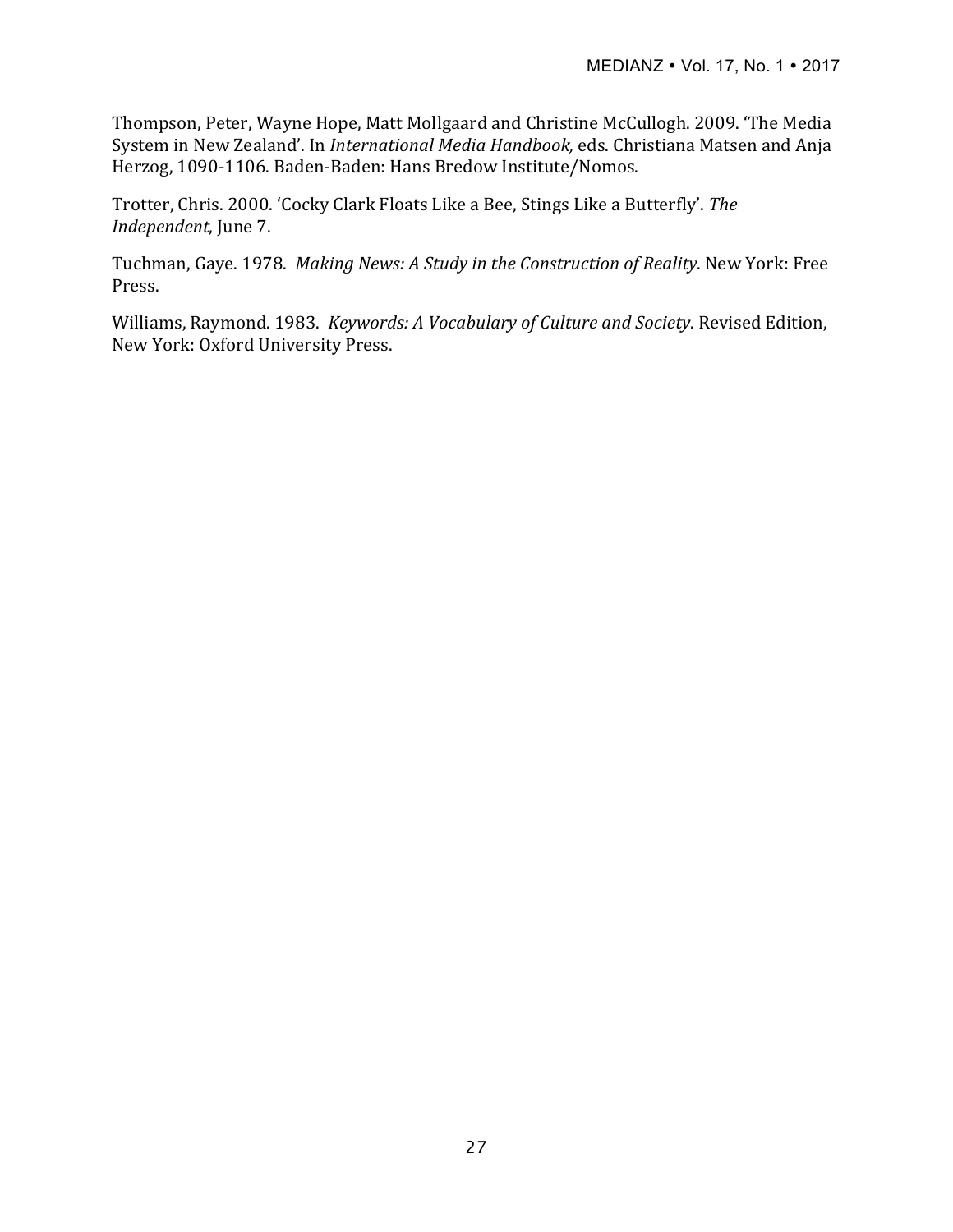Thompson, Peter, Wayne Hope, Matt Mollgaard and Christine McCullogh. 2009. 'The Media System in New Zealand'. In *International Media Handbook,* eds. Christiana Matsen and Anja Herzog, 1090-1106. Baden-Baden: Hans Bredow Institute/Nomos.

Trotter, Chris. 2000. 'Cocky Clark Floats Like a Bee, Stings Like a Butterfly'. *The Independent*, June 7.

Tuchman, Gaye. 1978. *Making News: A Study in the Construction of Reality*. New York: Free Press.

Williams, Raymond. 1983. *Keywords: A Vocabulary of Culture and Society*. Revised Edition, New York: Oxford University Press.